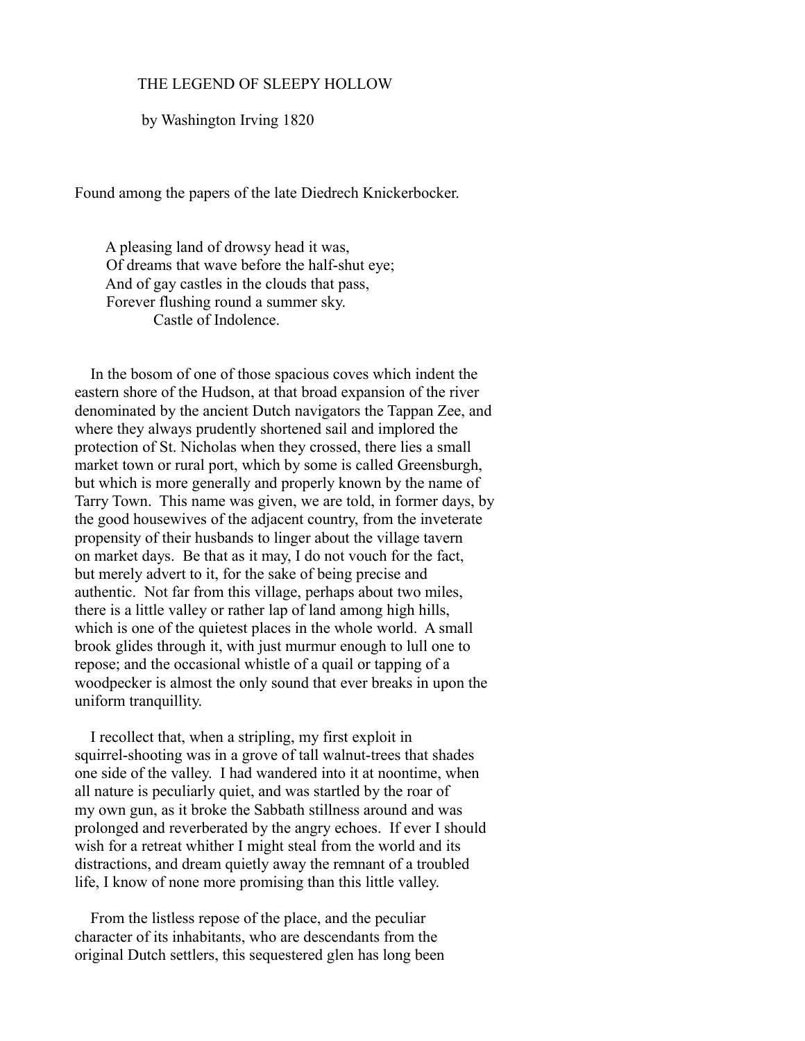# THE LEGEND OF SLEEPY HOLLOW

by Washington Irving 1820

Found among the papers of the late Diedrech Knickerbocker.

> A pleasing land of drowsy head it was,
> Of dreams that wave before the half-shut eye;
> And of gay castles in the clouds that pass,
> Forever flushing round a summer sky.
> Castle of Indolence.

In the bosom of one of those spacious coves which indent the eastern shore of the Hudson, at that broad expansion of the river denominated by the ancient Dutch navigators the Tappan Zee, and where they always prudently shortened sail and implored the protection of St. Nicholas when they crossed, there lies a small market town or rural port, which by some is called Greensburgh, but which is more generally and properly known by the name of Tarry Town. This name was given, we are told, in former days, by the good housewives of the adjacent country, from the inveterate propensity of their husbands to linger about the village tavern on market days. Be that as it may, I do not vouch for the fact, but merely advert to it, for the sake of being precise and authentic. Not far from this village, perhaps about two miles, there is a little valley or rather lap of land among high hills, which is one of the quietest places in the whole world. A small brook glides through it, with just murmur enough to lull one to repose; and the occasional whistle of a quail or tapping of a woodpecker is almost the only sound that ever breaks in upon the uniform tranquillity.

I recollect that, when a stripling, my first exploit in squirrel-shooting was in a grove of tall walnut-trees that shades one side of the valley. I had wandered into it at noontime, when all nature is peculiarly quiet, and was startled by the roar of my own gun, as it broke the Sabbath stillness around and was prolonged and reverberated by the angry echoes. If ever I should wish for a retreat whither I might steal from the world and its distractions, and dream quietly away the remnant of a troubled life, I know of none more promising than this little valley.

From the listless repose of the place, and the peculiar character of its inhabitants, who are descendants from the original Dutch settlers, this sequestered glen has long been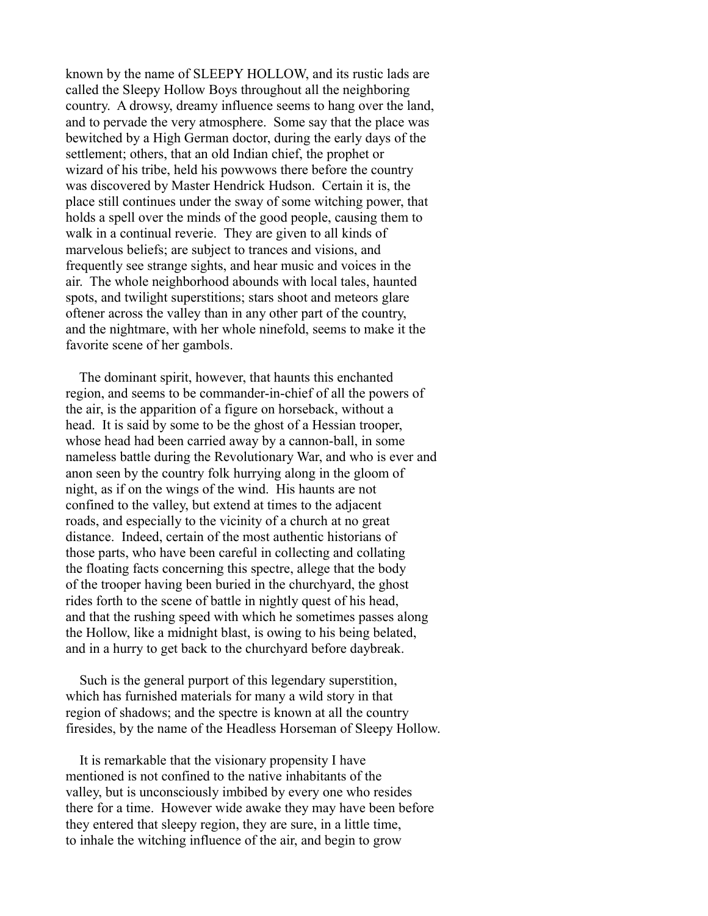known by the name of SLEEPY HOLLOW, and its rustic lads are called the Sleepy Hollow Boys throughout all the neighboring country. A drowsy, dreamy influence seems to hang over the land, and to pervade the very atmosphere. Some say that the place was bewitched by a High German doctor, during the early days of the settlement; others, that an old Indian chief, the prophet or wizard of his tribe, held his powwows there before the country was discovered by Master Hendrick Hudson. Certain it is, the place still continues under the sway of some witching power, that holds a spell over the minds of the good people, causing them to walk in a continual reverie. They are given to all kinds of marvelous beliefs; are subject to trances and visions, and frequently see strange sights, and hear music and voices in the air. The whole neighborhood abounds with local tales, haunted spots, and twilight superstitions; stars shoot and meteors glare oftener across the valley than in any other part of the country, and the nightmare, with her whole ninefold, seems to make it the favorite scene of her gambols.

The dominant spirit, however, that haunts this enchanted region, and seems to be commander-in-chief of all the powers of the air, is the apparition of a figure on horseback, without a head. It is said by some to be the ghost of a Hessian trooper, whose head had been carried away by a cannon-ball, in some nameless battle during the Revolutionary War, and who is ever and anon seen by the country folk hurrying along in the gloom of night, as if on the wings of the wind. His haunts are not confined to the valley, but extend at times to the adjacent roads, and especially to the vicinity of a church at no great distance. Indeed, certain of the most authentic historians of those parts, who have been careful in collecting and collating the floating facts concerning this spectre, allege that the body of the trooper having been buried in the churchyard, the ghost rides forth to the scene of battle in nightly quest of his head, and that the rushing speed with which he sometimes passes along the Hollow, like a midnight blast, is owing to his being belated, and in a hurry to get back to the churchyard before daybreak.

Such is the general purport of this legendary superstition, which has furnished materials for many a wild story in that region of shadows; and the spectre is known at all the country firesides, by the name of the Headless Horseman of Sleepy Hollow.

It is remarkable that the visionary propensity I have mentioned is not confined to the native inhabitants of the valley, but is unconsciously imbibed by every one who resides there for a time. However wide awake they may have been before they entered that sleepy region, they are sure, in a little time, to inhale the witching influence of the air, and begin to grow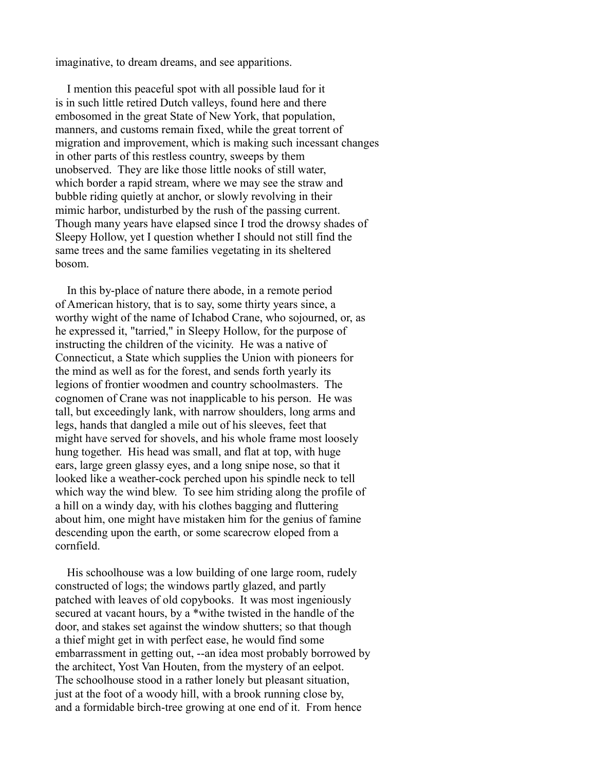imaginative, to dream dreams, and see apparitions.

I mention this peaceful spot with all possible laud for it is in such little retired Dutch valleys, found here and there embosomed in the great State of New York, that population, manners, and customs remain fixed, while the great torrent of migration and improvement, which is making such incessant changes in other parts of this restless country, sweeps by them unobserved. They are like those little nooks of still water, which border a rapid stream, where we may see the straw and bubble riding quietly at anchor, or slowly revolving in their mimic harbor, undisturbed by the rush of the passing current. Though many years have elapsed since I trod the drowsy shades of Sleepy Hollow, yet I question whether I should not still find the same trees and the same families vegetating in its sheltered bosom.

In this by-place of nature there abode, in a remote period of American history, that is to say, some thirty years since, a worthy wight of the name of Ichabod Crane, who sojourned, or, as he expressed it, "tarried," in Sleepy Hollow, for the purpose of instructing the children of the vicinity. He was a native of Connecticut, a State which supplies the Union with pioneers for the mind as well as for the forest, and sends forth yearly its legions of frontier woodmen and country schoolmasters. The cognomen of Crane was not inapplicable to his person. He was tall, but exceedingly lank, with narrow shoulders, long arms and legs, hands that dangled a mile out of his sleeves, feet that might have served for shovels, and his whole frame most loosely hung together. His head was small, and flat at top, with huge ears, large green glassy eyes, and a long snipe nose, so that it looked like a weather-cock perched upon his spindle neck to tell which way the wind blew. To see him striding along the profile of a hill on a windy day, with his clothes bagging and fluttering about him, one might have mistaken him for the genius of famine descending upon the earth, or some scarecrow eloped from a cornfield.

His schoolhouse was a low building of one large room, rudely constructed of logs; the windows partly glazed, and partly patched with leaves of old copybooks. It was most ingeniously secured at vacant hours, by a *withe twisted in the handle of the door, and stakes set against the window shutters; so that though a thief might get in with perfect ease, he would find some embarrassment in getting out, --an idea most probably borrowed by the architect, Yost Van Houten, from the mystery of an eelpot. The schoolhouse stood in a rather lonely but pleasant situation, just at the foot of a woody hill, with a brook running close by, and a formidable birch-tree growing at one end of it. From hence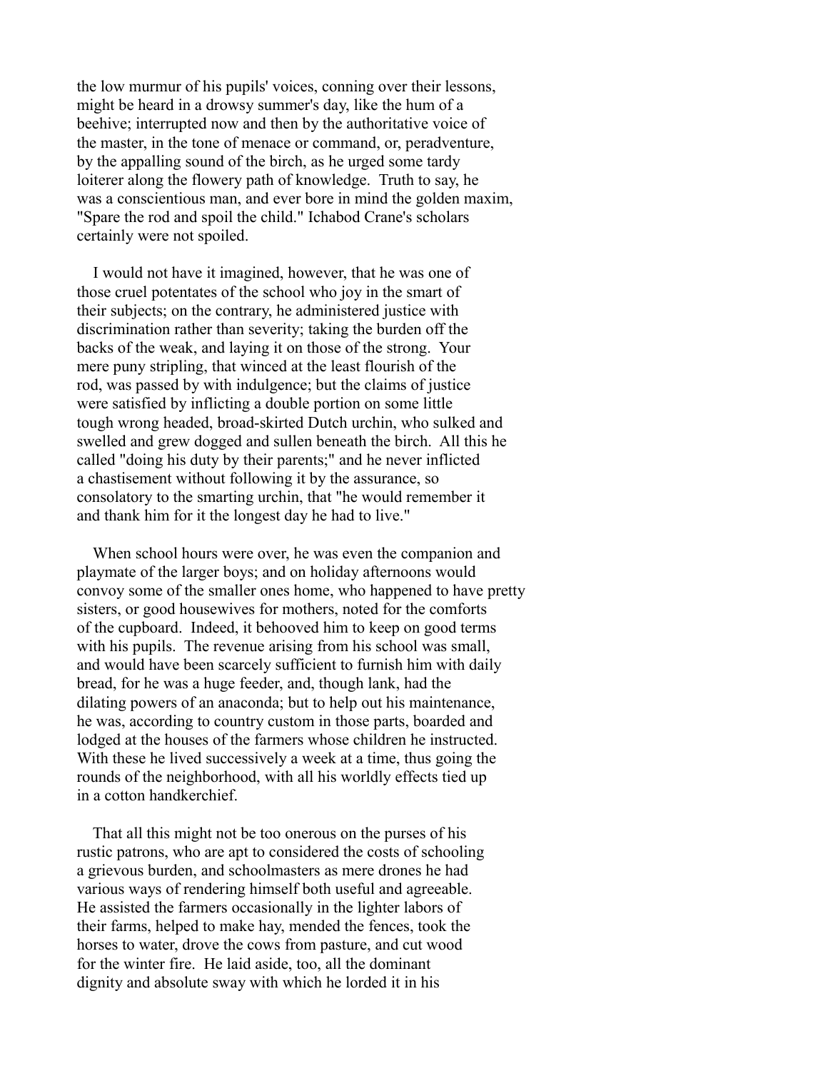the low murmur of his pupils' voices, conning over their lessons, might be heard in a drowsy summer's day, like the hum of a beehive; interrupted now and then by the authoritative voice of the master, in the tone of menace or command, or, peradventure, by the appalling sound of the birch, as he urged some tardy loiterer along the flowery path of knowledge. Truth to say, he was a conscientious man, and ever bore in mind the golden maxim, "Spare the rod and spoil the child." Ichabod Crane's scholars certainly were not spoiled.

I would not have it imagined, however, that he was one of those cruel potentates of the school who joy in the smart of their subjects; on the contrary, he administered justice with discrimination rather than severity; taking the burden off the backs of the weak, and laying it on those of the strong. Your mere puny stripling, that winced at the least flourish of the rod, was passed by with indulgence; but the claims of justice were satisfied by inflicting a double portion on some little tough wrong headed, broad-skirted Dutch urchin, who sulked and swelled and grew dogged and sullen beneath the birch. All this he called "doing his duty by their parents;" and he never inflicted a chastisement without following it by the assurance, so consolatory to the smarting urchin, that "he would remember it and thank him for it the longest day he had to live."

When school hours were over, he was even the companion and playmate of the larger boys; and on holiday afternoons would convoy some of the smaller ones home, who happened to have pretty sisters, or good housewives for mothers, noted for the comforts of the cupboard. Indeed, it behooved him to keep on good terms with his pupils. The revenue arising from his school was small, and would have been scarcely sufficient to furnish him with daily bread, for he was a huge feeder, and, though lank, had the dilating powers of an anaconda; but to help out his maintenance, he was, according to country custom in those parts, boarded and lodged at the houses of the farmers whose children he instructed. With these he lived successively a week at a time, thus going the rounds of the neighborhood, with all his worldly effects tied up in a cotton handkerchief.

That all this might not be too onerous on the purses of his rustic patrons, who are apt to considered the costs of schooling a grievous burden, and schoolmasters as mere drones he had various ways of rendering himself both useful and agreeable. He assisted the farmers occasionally in the lighter labors of their farms, helped to make hay, mended the fences, took the horses to water, drove the cows from pasture, and cut wood for the winter fire. He laid aside, too, all the dominant dignity and absolute sway with which he lorded it in his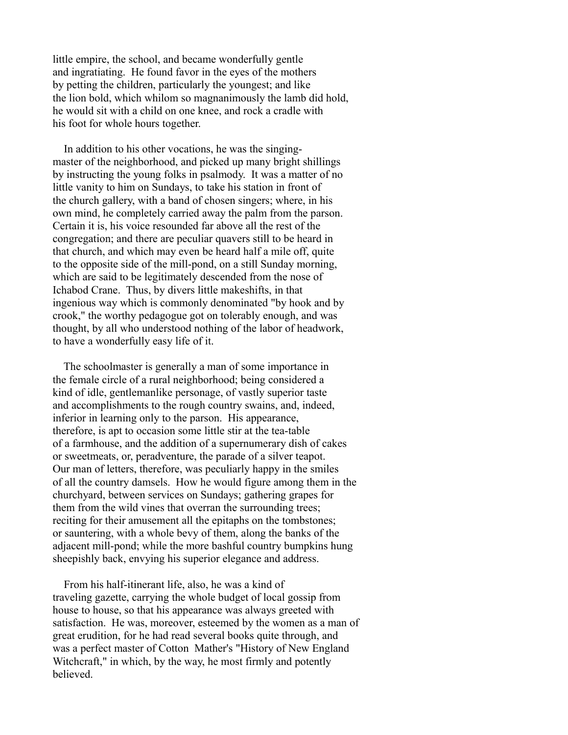little empire, the school, and became wonderfully gentle and ingratiating. He found favor in the eyes of the mothers by petting the children, particularly the youngest; and like the lion bold, which whilom so magnanimously the lamb did hold, he would sit with a child on one knee, and rock a cradle with his foot for whole hours together.

In addition to his other vocations, he was the singing-master of the neighborhood, and picked up many bright shillings by instructing the young folks in psalmody. It was a matter of no little vanity to him on Sundays, to take his station in front of the church gallery, with a band of chosen singers; where, in his own mind, he completely carried away the palm from the parson. Certain it is, his voice resounded far above all the rest of the congregation; and there are peculiar quavers still to be heard in that church, and which may even be heard half a mile off, quite to the opposite side of the mill-pond, on a still Sunday morning, which are said to be legitimately descended from the nose of Ichabod Crane. Thus, by divers little makeshifts, in that ingenious way which is commonly denominated "by hook and by crook," the worthy pedagogue got on tolerably enough, and was thought, by all who understood nothing of the labor of headwork, to have a wonderfully easy life of it.

The schoolmaster is generally a man of some importance in the female circle of a rural neighborhood; being considered a kind of idle, gentlemanlike personage, of vastly superior taste and accomplishments to the rough country swains, and, indeed, inferior in learning only to the parson. His appearance, therefore, is apt to occasion some little stir at the tea-table of a farmhouse, and the addition of a supernumerary dish of cakes or sweetmeats, or, peradventure, the parade of a silver teapot. Our man of letters, therefore, was peculiarly happy in the smiles of all the country damsels. How he would figure among them in the churchyard, between services on Sundays; gathering grapes for them from the wild vines that overran the surrounding trees; reciting for their amusement all the epitaphs on the tombstones; or sauntering, with a whole bevy of them, along the banks of the adjacent mill-pond; while the more bashful country bumpkins hung sheepishly back, envying his superior elegance and address.

From his half-itinerant life, also, he was a kind of traveling gazette, carrying the whole budget of local gossip from house to house, so that his appearance was always greeted with satisfaction. He was, moreover, esteemed by the women as a man of great erudition, for he had read several books quite through, and was a perfect master of Cotton Mather's "History of New England Witchcraft," in which, by the way, he most firmly and potently believed.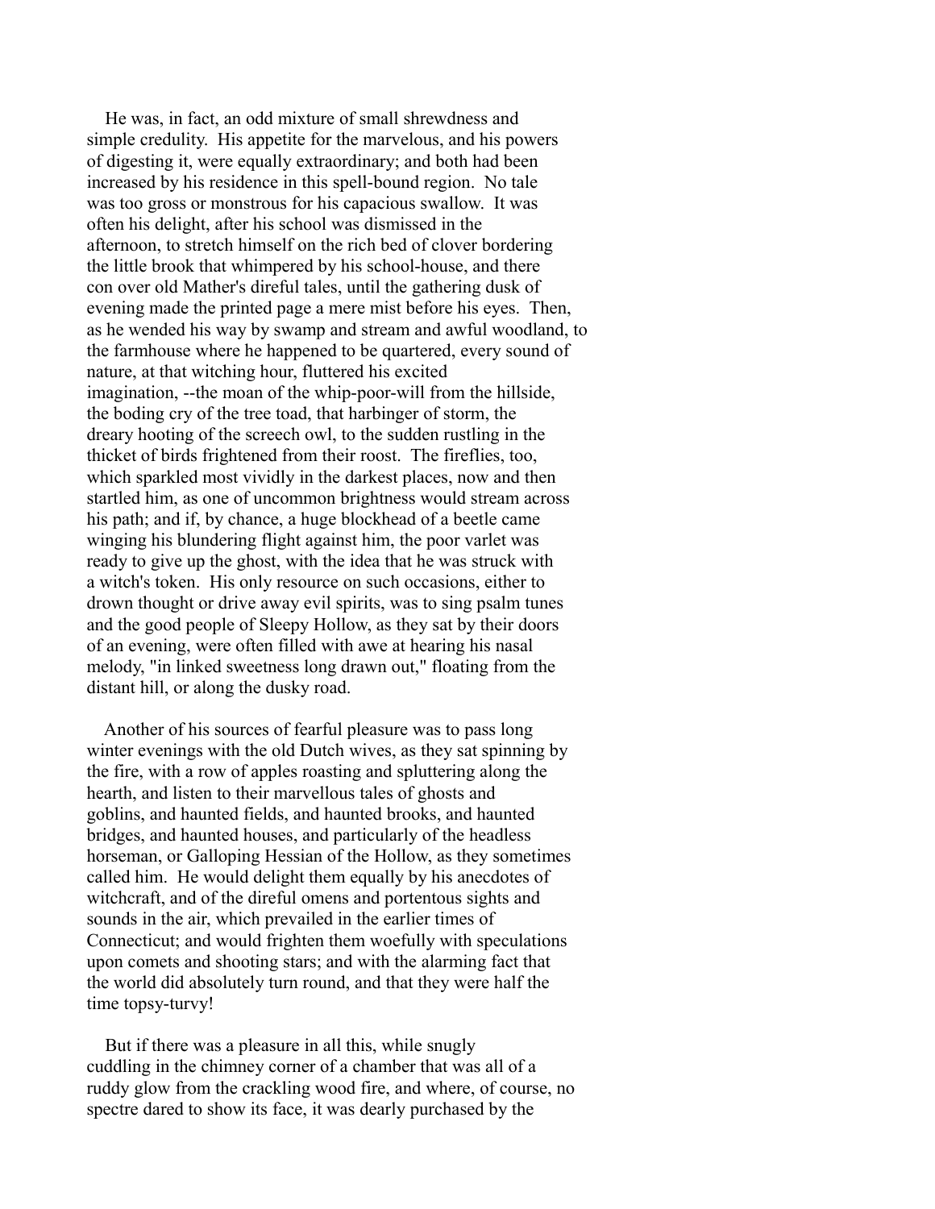He was, in fact, an odd mixture of small shrewdness and simple credulity. His appetite for the marvelous, and his powers of digesting it, were equally extraordinary; and both had been increased by his residence in this spell-bound region. No tale was too gross or monstrous for his capacious swallow. It was often his delight, after his school was dismissed in the afternoon, to stretch himself on the rich bed of clover bordering the little brook that whimpered by his school-house, and there con over old Mather's direful tales, until the gathering dusk of evening made the printed page a mere mist before his eyes. Then, as he wended his way by swamp and stream and awful woodland, to the farmhouse where he happened to be quartered, every sound of nature, at that witching hour, fluttered his excited imagination, --the moan of the whip-poor-will from the hillside, the boding cry of the tree toad, that harbinger of storm, the dreary hooting of the screech owl, to the sudden rustling in the thicket of birds frightened from their roost. The fireflies, too, which sparkled most vividly in the darkest places, now and then startled him, as one of uncommon brightness would stream across his path; and if, by chance, a huge blockhead of a beetle came winging his blundering flight against him, the poor varlet was ready to give up the ghost, with the idea that he was struck with a witch's token. His only resource on such occasions, either to drown thought or drive away evil spirits, was to sing psalm tunes and the good people of Sleepy Hollow, as they sat by their doors of an evening, were often filled with awe at hearing his nasal melody, "in linked sweetness long drawn out," floating from the distant hill, or along the dusky road.

Another of his sources of fearful pleasure was to pass long winter evenings with the old Dutch wives, as they sat spinning by the fire, with a row of apples roasting and spluttering along the hearth, and listen to their marvellous tales of ghosts and goblins, and haunted fields, and haunted brooks, and haunted bridges, and haunted houses, and particularly of the headless horseman, or Galloping Hessian of the Hollow, as they sometimes called him. He would delight them equally by his anecdotes of witchcraft, and of the direful omens and portentous sights and sounds in the air, which prevailed in the earlier times of Connecticut; and would frighten them woefully with speculations upon comets and shooting stars; and with the alarming fact that the world did absolutely turn round, and that they were half the time topsy-turvy!

But if there was a pleasure in all this, while snugly cuddling in the chimney corner of a chamber that was all of a ruddy glow from the crackling wood fire, and where, of course, no spectre dared to show its face, it was dearly purchased by the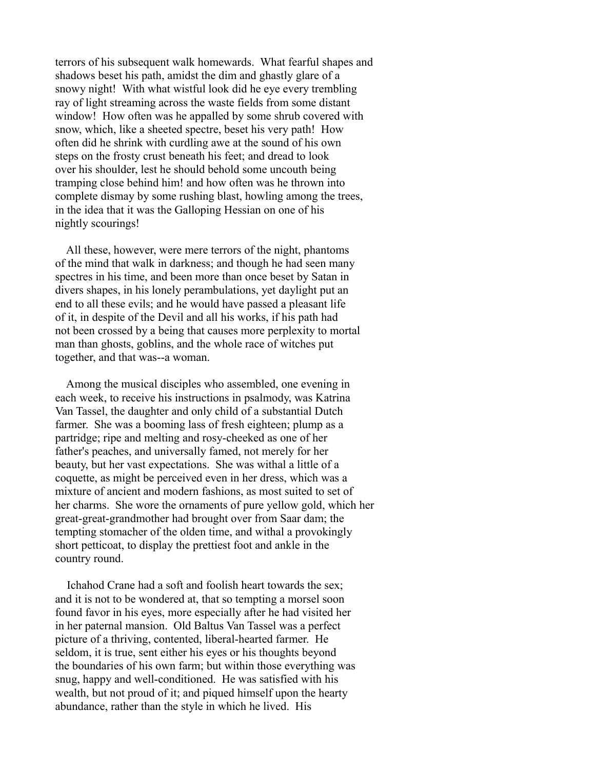terrors of his subsequent walk homewards. What fearful shapes and shadows beset his path, amidst the dim and ghastly glare of a snowy night! With what wistful look did he eye every trembling ray of light streaming across the waste fields from some distant window! How often was he appalled by some shrub covered with snow, which, like a sheeted spectre, beset his very path! How often did he shrink with curdling awe at the sound of his own steps on the frosty crust beneath his feet; and dread to look over his shoulder, lest he should behold some uncouth being tramping close behind him! and how often was he thrown into complete dismay by some rushing blast, howling among the trees, in the idea that it was the Galloping Hessian on one of his nightly scourings!

All these, however, were mere terrors of the night, phantoms of the mind that walk in darkness; and though he had seen many spectres in his time, and been more than once beset by Satan in divers shapes, in his lonely perambulations, yet daylight put an end to all these evils; and he would have passed a pleasant life of it, in despite of the Devil and all his works, if his path had not been crossed by a being that causes more perplexity to mortal man than ghosts, goblins, and the whole race of witches put together, and that was--a woman.

Among the musical disciples who assembled, one evening in each week, to receive his instructions in psalmody, was Katrina Van Tassel, the daughter and only child of a substantial Dutch farmer. She was a booming lass of fresh eighteen; plump as a partridge; ripe and melting and rosy-cheeked as one of her father's peaches, and universally famed, not merely for her beauty, but her vast expectations. She was withal a little of a coquette, as might be perceived even in her dress, which was a mixture of ancient and modern fashions, as most suited to set of her charms. She wore the ornaments of pure yellow gold, which her great-great-grandmother had brought over from Saar dam; the tempting stomacher of the olden time, and withal a provokingly short petticoat, to display the prettiest foot and ankle in the country round.

Ichahod Crane had a soft and foolish heart towards the sex; and it is not to be wondered at, that so tempting a morsel soon found favor in his eyes, more especially after he had visited her in her paternal mansion. Old Baltus Van Tassel was a perfect picture of a thriving, contented, liberal-hearted farmer. He seldom, it is true, sent either his eyes or his thoughts beyond the boundaries of his own farm; but within those everything was snug, happy and well-conditioned. He was satisfied with his wealth, but not proud of it; and piqued himself upon the hearty abundance, rather than the style in which he lived. His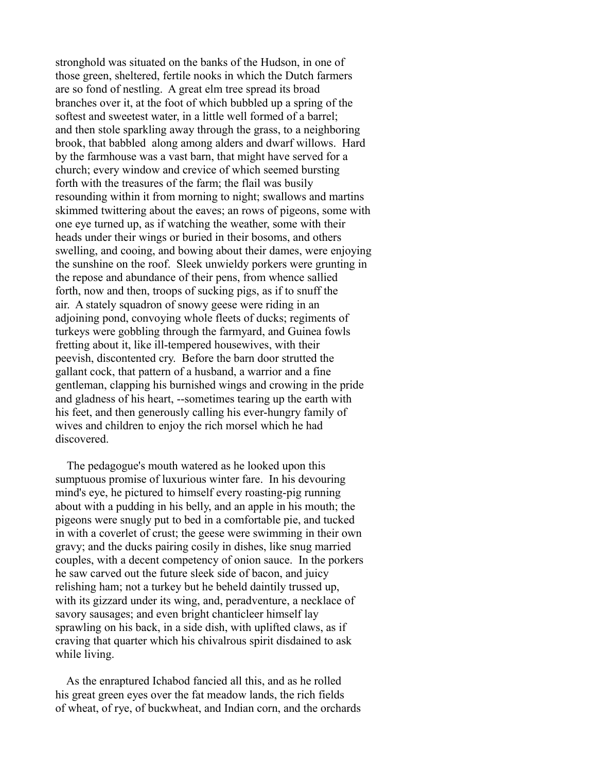stronghold was situated on the banks of the Hudson, in one of those green, sheltered, fertile nooks in which the Dutch farmers are so fond of nestling. A great elm tree spread its broad branches over it, at the foot of which bubbled up a spring of the softest and sweetest water, in a little well formed of a barrel; and then stole sparkling away through the grass, to a neighboring brook, that babbled along among alders and dwarf willows. Hard by the farmhouse was a vast barn, that might have served for a church; every window and crevice of which seemed bursting forth with the treasures of the farm; the flail was busily resounding within it from morning to night; swallows and martins skimmed twittering about the eaves; an rows of pigeons, some with one eye turned up, as if watching the weather, some with their heads under their wings or buried in their bosoms, and others swelling, and cooing, and bowing about their dames, were enjoying the sunshine on the roof. Sleek unwieldy porkers were grunting in the repose and abundance of their pens, from whence sallied forth, now and then, troops of sucking pigs, as if to snuff the air. A stately squadron of snowy geese were riding in an adjoining pond, convoying whole fleets of ducks; regiments of turkeys were gobbling through the farmyard, and Guinea fowls fretting about it, like ill-tempered housewives, with their peevish, discontented cry. Before the barn door strutted the gallant cock, that pattern of a husband, a warrior and a fine gentleman, clapping his burnished wings and crowing in the pride and gladness of his heart, --sometimes tearing up the earth with his feet, and then generously calling his ever-hungry family of wives and children to enjoy the rich morsel which he had discovered.

The pedagogue's mouth watered as he looked upon this sumptuous promise of luxurious winter fare. In his devouring mind's eye, he pictured to himself every roasting-pig running about with a pudding in his belly, and an apple in his mouth; the pigeons were snugly put to bed in a comfortable pie, and tucked in with a coverlet of crust; the geese were swimming in their own gravy; and the ducks pairing cosily in dishes, like snug married couples, with a decent competency of onion sauce. In the porkers he saw carved out the future sleek side of bacon, and juicy relishing ham; not a turkey but he beheld daintily trussed up, with its gizzard under its wing, and, peradventure, a necklace of savory sausages; and even bright chanticleer himself lay sprawling on his back, in a side dish, with uplifted claws, as if craving that quarter which his chivalrous spirit disdained to ask while living.

As the enraptured Ichabod fancied all this, and as he rolled his great green eyes over the fat meadow lands, the rich fields of wheat, of rye, of buckwheat, and Indian corn, and the orchards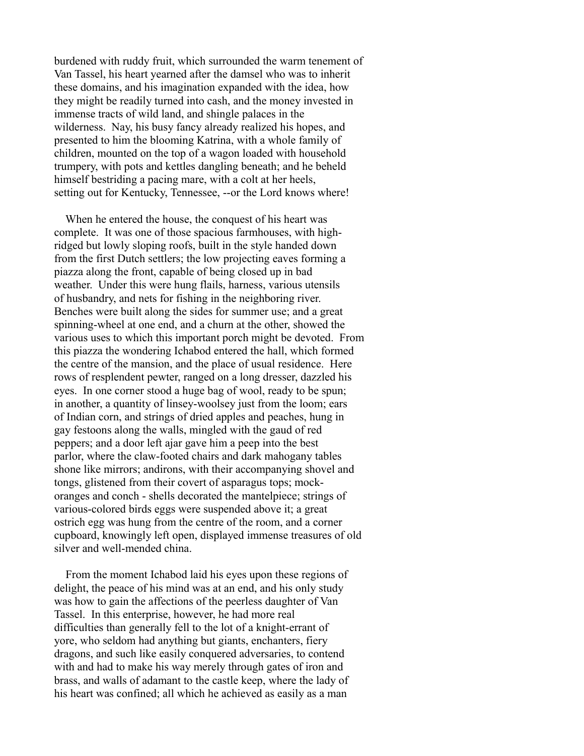burdened with ruddy fruit, which surrounded the warm tenement of Van Tassel, his heart yearned after the damsel who was to inherit these domains, and his imagination expanded with the idea, how they might be readily turned into cash, and the money invested in immense tracts of wild land, and shingle palaces in the wilderness. Nay, his busy fancy already realized his hopes, and presented to him the blooming Katrina, with a whole family of children, mounted on the top of a wagon loaded with household trumpery, with pots and kettles dangling beneath; and he beheld himself bestriding a pacing mare, with a colt at her heels, setting out for Kentucky, Tennessee, --or the Lord knows where!

When he entered the house, the conquest of his heart was complete. It was one of those spacious farmhouses, with high-ridged but lowly sloping roofs, built in the style handed down from the first Dutch settlers; the low projecting eaves forming a piazza along the front, capable of being closed up in bad weather. Under this were hung flails, harness, various utensils of husbandry, and nets for fishing in the neighboring river. Benches were built along the sides for summer use; and a great spinning-wheel at one end, and a churn at the other, showed the various uses to which this important porch might be devoted. From this piazza the wondering Ichabod entered the hall, which formed the centre of the mansion, and the place of usual residence. Here rows of resplendent pewter, ranged on a long dresser, dazzled his eyes. In one corner stood a huge bag of wool, ready to be spun; in another, a quantity of linsey-woolsey just from the loom; ears of Indian corn, and strings of dried apples and peaches, hung in gay festoons along the walls, mingled with the gaud of red peppers; and a door left ajar gave him a peep into the best parlor, where the claw-footed chairs and dark mahogany tables shone like mirrors; andirons, with their accompanying shovel and tongs, glistened from their covert of asparagus tops; mock-oranges and conch - shells decorated the mantelpiece; strings of various-colored birds eggs were suspended above it; a great ostrich egg was hung from the centre of the room, and a corner cupboard, knowingly left open, displayed immense treasures of old silver and well-mended china.

From the moment Ichabod laid his eyes upon these regions of delight, the peace of his mind was at an end, and his only study was how to gain the affections of the peerless daughter of Van Tassel. In this enterprise, however, he had more real difficulties than generally fell to the lot of a knight-errant of yore, who seldom had anything but giants, enchanters, fiery dragons, and such like easily conquered adversaries, to contend with and had to make his way merely through gates of iron and brass, and walls of adamant to the castle keep, where the lady of his heart was confined; all which he achieved as easily as a man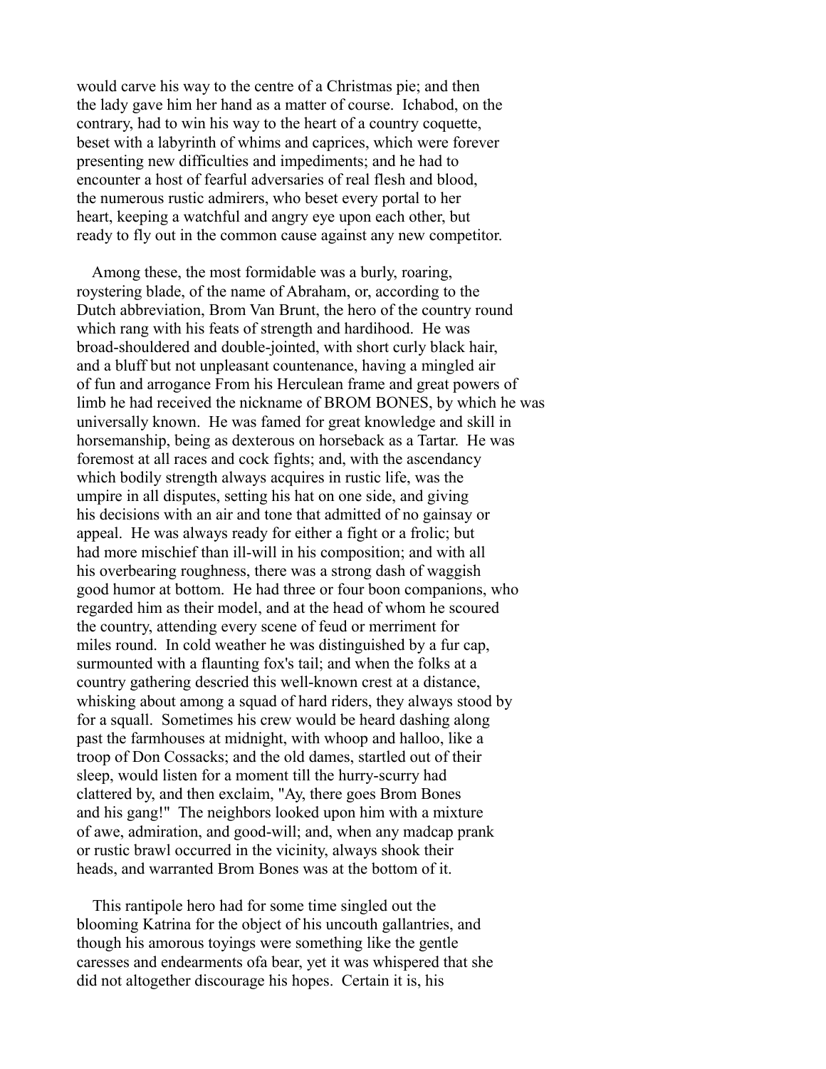would carve his way to the centre of a Christmas pie; and then the lady gave him her hand as a matter of course. Ichabod, on the contrary, had to win his way to the heart of a country coquette, beset with a labyrinth of whims and caprices, which were forever presenting new difficulties and impediments; and he had to encounter a host of fearful adversaries of real flesh and blood, the numerous rustic admirers, who beset every portal to her heart, keeping a watchful and angry eye upon each other, but ready to fly out in the common cause against any new competitor.

Among these, the most formidable was a burly, roaring, roystering blade, of the name of Abraham, or, according to the Dutch abbreviation, Brom Van Brunt, the hero of the country round which rang with his feats of strength and hardihood. He was broad-shouldered and double-jointed, with short curly black hair, and a bluff but not unpleasant countenance, having a mingled air of fun and arrogance From his Herculean frame and great powers of limb he had received the nickname of BROM BONES, by which he was universally known. He was famed for great knowledge and skill in horsemanship, being as dexterous on horseback as a Tartar. He was foremost at all races and cock fights; and, with the ascendancy which bodily strength always acquires in rustic life, was the umpire in all disputes, setting his hat on one side, and giving his decisions with an air and tone that admitted of no gainsay or appeal. He was always ready for either a fight or a frolic; but had more mischief than ill-will in his composition; and with all his overbearing roughness, there was a strong dash of waggish good humor at bottom. He had three or four boon companions, who regarded him as their model, and at the head of whom he scoured the country, attending every scene of feud or merriment for miles round. In cold weather he was distinguished by a fur cap, surmounted with a flaunting fox's tail; and when the folks at a country gathering descried this well-known crest at a distance, whisking about among a squad of hard riders, they always stood by for a squall. Sometimes his crew would be heard dashing along past the farmhouses at midnight, with whoop and halloo, like a troop of Don Cossacks; and the old dames, startled out of their sleep, would listen for a moment till the hurry-scurry had clattered by, and then exclaim, "Ay, there goes Brom Bones and his gang!" The neighbors looked upon him with a mixture of awe, admiration, and good-will; and, when any madcap prank or rustic brawl occurred in the vicinity, always shook their heads, and warranted Brom Bones was at the bottom of it.

This rantipole hero had for some time singled out the blooming Katrina for the object of his uncouth gallantries, and though his amorous toyings were something like the gentle caresses and endearments ofa bear, yet it was whispered that she did not altogether discourage his hopes. Certain it is, his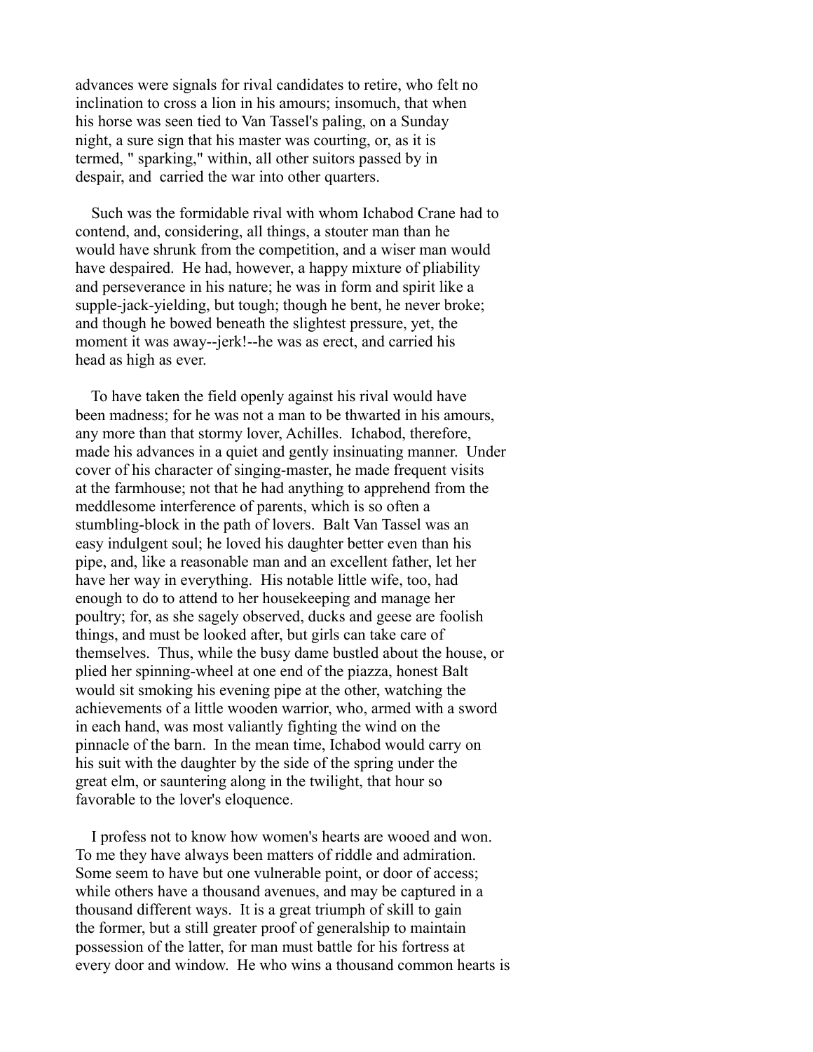advances were signals for rival candidates to retire, who felt no inclination to cross a lion in his amours; insomuch, that when his horse was seen tied to Van Tassel's paling, on a Sunday night, a sure sign that his master was courting, or, as it is termed, " sparking," within, all other suitors passed by in despair, and carried the war into other quarters.

Such was the formidable rival with whom Ichabod Crane had to contend, and, considering, all things, a stouter man than he would have shrunk from the competition, and a wiser man would have despaired. He had, however, a happy mixture of pliability and perseverance in his nature; he was in form and spirit like a supple-jack-yielding, but tough; though he bent, he never broke; and though he bowed beneath the slightest pressure, yet, the moment it was away--jerk!--he was as erect, and carried his head as high as ever.

To have taken the field openly against his rival would have been madness; for he was not a man to be thwarted in his amours, any more than that stormy lover, Achilles. Ichabod, therefore, made his advances in a quiet and gently insinuating manner. Under cover of his character of singing-master, he made frequent visits at the farmhouse; not that he had anything to apprehend from the meddlesome interference of parents, which is so often a stumbling-block in the path of lovers. Balt Van Tassel was an easy indulgent soul; he loved his daughter better even than his pipe, and, like a reasonable man and an excellent father, let her have her way in everything. His notable little wife, too, had enough to do to attend to her housekeeping and manage her poultry; for, as she sagely observed, ducks and geese are foolish things, and must be looked after, but girls can take care of themselves. Thus, while the busy dame bustled about the house, or plied her spinning-wheel at one end of the piazza, honest Balt would sit smoking his evening pipe at the other, watching the achievements of a little wooden warrior, who, armed with a sword in each hand, was most valiantly fighting the wind on the pinnacle of the barn. In the mean time, Ichabod would carry on his suit with the daughter by the side of the spring under the great elm, or sauntering along in the twilight, that hour so favorable to the lover's eloquence.

I profess not to know how women's hearts are wooed and won. To me they have always been matters of riddle and admiration. Some seem to have but one vulnerable point, or door of access; while others have a thousand avenues, and may be captured in a thousand different ways. It is a great triumph of skill to gain the former, but a still greater proof of generalship to maintain possession of the latter, for man must battle for his fortress at every door and window. He who wins a thousand common hearts is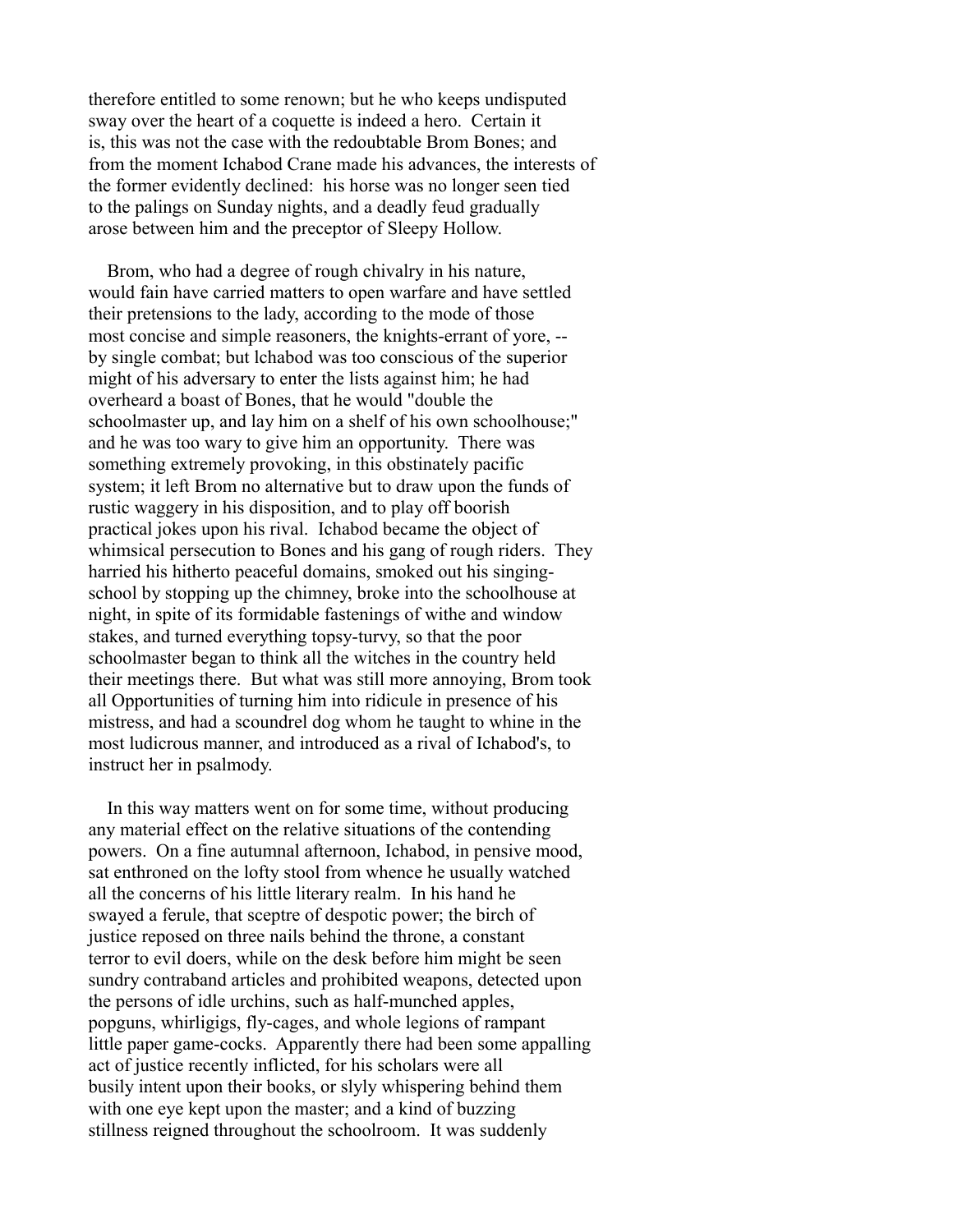therefore entitled to some renown; but he who keeps undisputed sway over the heart of a coquette is indeed a hero. Certain it is, this was not the case with the redoubtable Brom Bones; and from the moment Ichabod Crane made his advances, the interests of the former evidently declined: his horse was no longer seen tied to the palings on Sunday nights, and a deadly feud gradually arose between him and the preceptor of Sleepy Hollow.

Brom, who had a degree of rough chivalry in his nature, would fain have carried matters to open warfare and have settled their pretensions to the lady, according to the mode of those most concise and simple reasoners, the knights-errant of yore, -- by single combat; but lchabod was too conscious of the superior might of his adversary to enter the lists against him; he had overheard a boast of Bones, that he would "double the schoolmaster up, and lay him on a shelf of his own schoolhouse;" and he was too wary to give him an opportunity. There was something extremely provoking, in this obstinately pacific system; it left Brom no alternative but to draw upon the funds of rustic waggery in his disposition, and to play off boorish practical jokes upon his rival. Ichabod became the object of whimsical persecution to Bones and his gang of rough riders. They harried his hitherto peaceful domains, smoked out his singing-school by stopping up the chimney, broke into the schoolhouse at night, in spite of its formidable fastenings of withe and window stakes, and turned everything topsy-turvy, so that the poor schoolmaster began to think all the witches in the country held their meetings there. But what was still more annoying, Brom took all Opportunities of turning him into ridicule in presence of his mistress, and had a scoundrel dog whom he taught to whine in the most ludicrous manner, and introduced as a rival of Ichabod's, to instruct her in psalmody.

In this way matters went on for some time, without producing any material effect on the relative situations of the contending powers. On a fine autumnal afternoon, Ichabod, in pensive mood, sat enthroned on the lofty stool from whence he usually watched all the concerns of his little literary realm. In his hand he swayed a ferule, that sceptre of despotic power; the birch of justice reposed on three nails behind the throne, a constant terror to evil doers, while on the desk before him might be seen sundry contraband articles and prohibited weapons, detected upon the persons of idle urchins, such as half-munched apples, popguns, whirligigs, fly-cages, and whole legions of rampant little paper game-cocks. Apparently there had been some appalling act of justice recently inflicted, for his scholars were all busily intent upon their books, or slyly whispering behind them with one eye kept upon the master; and a kind of buzzing stillness reigned throughout the schoolroom. It was suddenly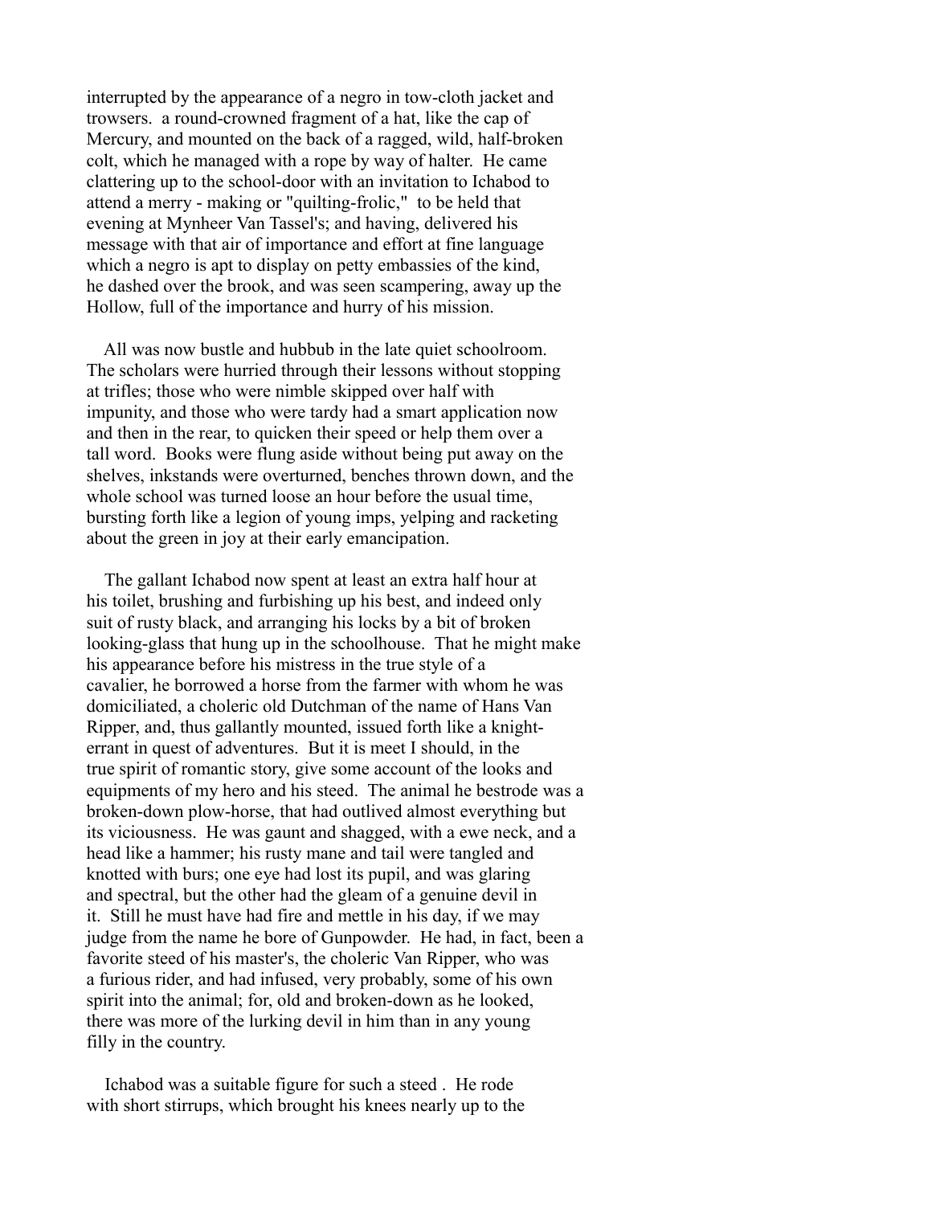interrupted by the appearance of a negro in tow-cloth jacket and trowsers. a round-crowned fragment of a hat, like the cap of Mercury, and mounted on the back of a ragged, wild, half-broken colt, which he managed with a rope by way of halter. He came clattering up to the school-door with an invitation to Ichabod to attend a merry - making or "quilting-frolic," to be held that evening at Mynheer Van Tassel's; and having, delivered his message with that air of importance and effort at fine language which a negro is apt to display on petty embassies of the kind, he dashed over the brook, and was seen scampering, away up the Hollow, full of the importance and hurry of his mission.

All was now bustle and hubbub in the late quiet schoolroom. The scholars were hurried through their lessons without stopping at trifles; those who were nimble skipped over half with impunity, and those who were tardy had a smart application now and then in the rear, to quicken their speed or help them over a tall word. Books were flung aside without being put away on the shelves, inkstands were overturned, benches thrown down, and the whole school was turned loose an hour before the usual time, bursting forth like a legion of young imps, yelping and racketing about the green in joy at their early emancipation.

The gallant Ichabod now spent at least an extra half hour at his toilet, brushing and furbishing up his best, and indeed only suit of rusty black, and arranging his locks by a bit of broken looking-glass that hung up in the schoolhouse. That he might make his appearance before his mistress in the true style of a cavalier, he borrowed a horse from the farmer with whom he was domiciliated, a choleric old Dutchman of the name of Hans Van Ripper, and, thus gallantly mounted, issued forth like a knight-errant in quest of adventures. But it is meet I should, in the true spirit of romantic story, give some account of the looks and equipments of my hero and his steed. The animal he bestrode was a broken-down plow-horse, that had outlived almost everything but its viciousness. He was gaunt and shagged, with a ewe neck, and a head like a hammer; his rusty mane and tail were tangled and knotted with burs; one eye had lost its pupil, and was glaring and spectral, but the other had the gleam of a genuine devil in it. Still he must have had fire and mettle in his day, if we may judge from the name he bore of Gunpowder. He had, in fact, been a favorite steed of his master's, the choleric Van Ripper, who was a furious rider, and had infused, very probably, some of his own spirit into the animal; for, old and broken-down as he looked, there was more of the lurking devil in him than in any young filly in the country.

Ichabod was a suitable figure for such a steed . He rode with short stirrups, which brought his knees nearly up to the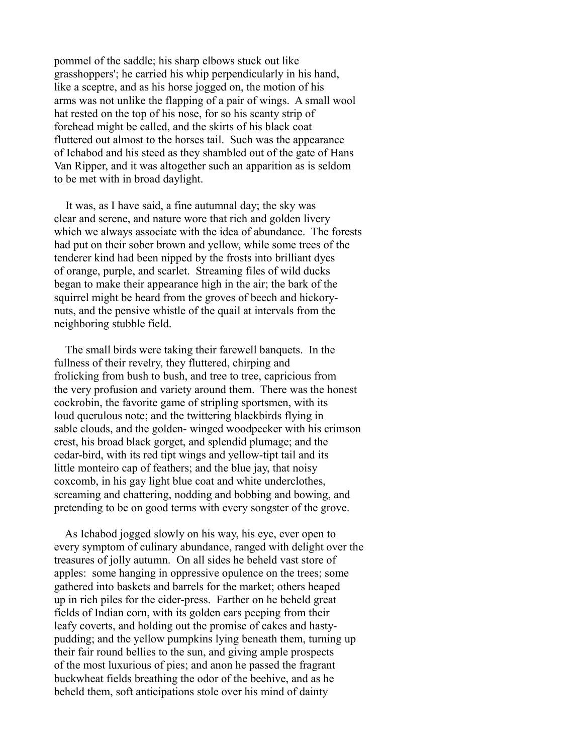pommel of the saddle; his sharp elbows stuck out like grasshoppers'; he carried his whip perpendicularly in his hand, like a sceptre, and as his horse jogged on, the motion of his arms was not unlike the flapping of a pair of wings. A small wool hat rested on the top of his nose, for so his scanty strip of forehead might be called, and the skirts of his black coat fluttered out almost to the horses tail. Such was the appearance of Ichabod and his steed as they shambled out of the gate of Hans Van Ripper, and it was altogether such an apparition as is seldom to be met with in broad daylight.

It was, as I have said, a fine autumnal day; the sky was clear and serene, and nature wore that rich and golden livery which we always associate with the idea of abundance. The forests had put on their sober brown and yellow, while some trees of the tenderer kind had been nipped by the frosts into brilliant dyes of orange, purple, and scarlet. Streaming files of wild ducks began to make their appearance high in the air; the bark of the squirrel might be heard from the groves of beech and hickory-nuts, and the pensive whistle of the quail at intervals from the neighboring stubble field.

The small birds were taking their farewell banquets. In the fullness of their revelry, they fluttered, chirping and frolicking from bush to bush, and tree to tree, capricious from the very profusion and variety around them. There was the honest cockrobin, the favorite game of stripling sportsmen, with its loud querulous note; and the twittering blackbirds flying in sable clouds, and the golden- winged woodpecker with his crimson crest, his broad black gorget, and splendid plumage; and the cedar-bird, with its red tipt wings and yellow-tipt tail and its little monteiro cap of feathers; and the blue jay, that noisy coxcomb, in his gay light blue coat and white underclothes, screaming and chattering, nodding and bobbing and bowing, and pretending to be on good terms with every songster of the grove.

As Ichabod jogged slowly on his way, his eye, ever open to every symptom of culinary abundance, ranged with delight over the treasures of jolly autumn. On all sides he beheld vast store of apples: some hanging in oppressive opulence on the trees; some gathered into baskets and barrels for the market; others heaped up in rich piles for the cider-press. Farther on he beheld great fields of Indian corn, with its golden ears peeping from their leafy coverts, and holding out the promise of cakes and hasty-pudding; and the yellow pumpkins lying beneath them, turning up their fair round bellies to the sun, and giving ample prospects of the most luxurious of pies; and anon he passed the fragrant buckwheat fields breathing the odor of the beehive, and as he beheld them, soft anticipations stole over his mind of dainty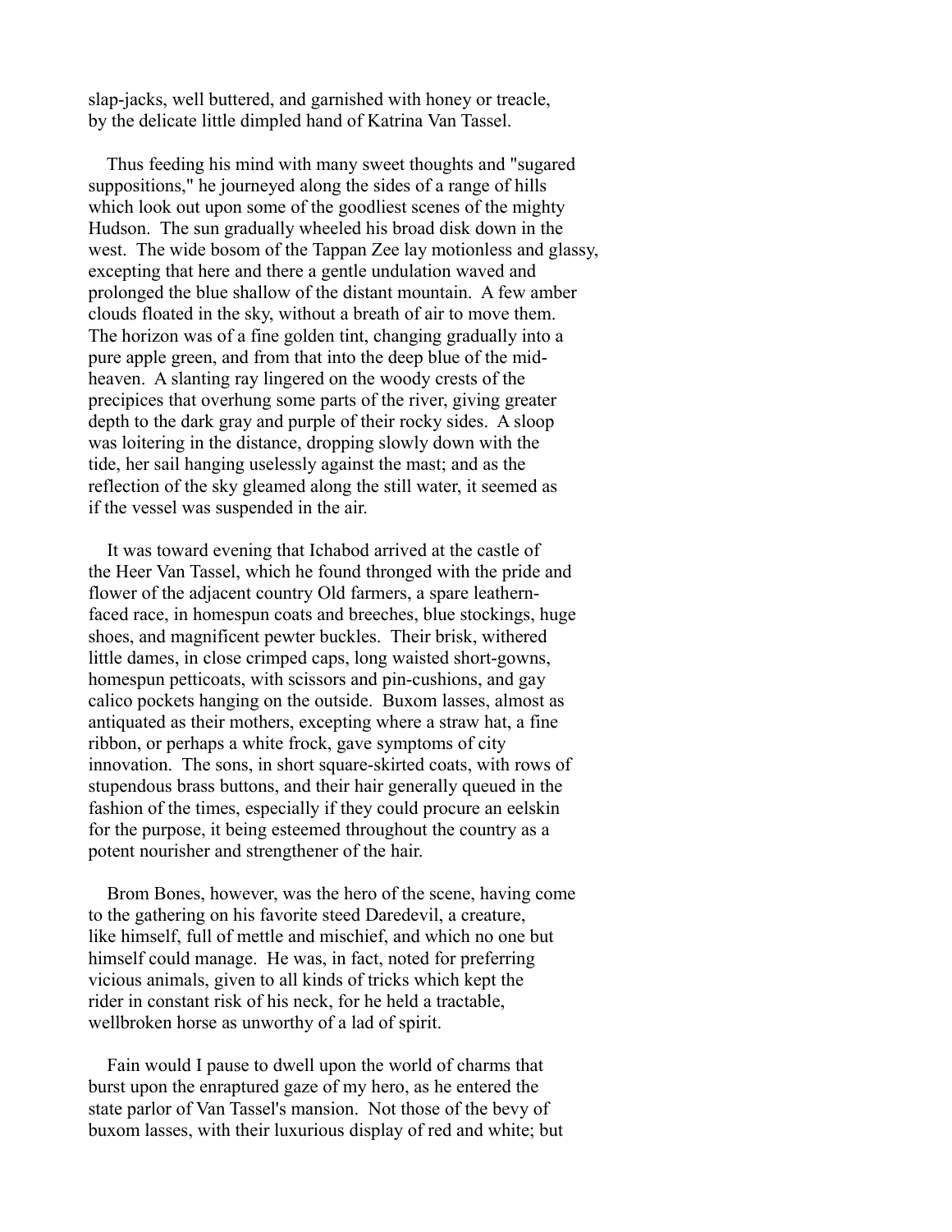slap-jacks, well buttered, and garnished with honey or treacle, by the delicate little dimpled hand of Katrina Van Tassel.

Thus feeding his mind with many sweet thoughts and "sugared suppositions," he journeyed along the sides of a range of hills which look out upon some of the goodliest scenes of the mighty Hudson. The sun gradually wheeled his broad disk down in the west. The wide bosom of the Tappan Zee lay motionless and glassy, excepting that here and there a gentle undulation waved and prolonged the blue shallow of the distant mountain. A few amber clouds floated in the sky, without a breath of air to move them. The horizon was of a fine golden tint, changing gradually into a pure apple green, and from that into the deep blue of the mid-heaven. A slanting ray lingered on the woody crests of the precipices that overhung some parts of the river, giving greater depth to the dark gray and purple of their rocky sides. A sloop was loitering in the distance, dropping slowly down with the tide, her sail hanging uselessly against the mast; and as the reflection of the sky gleamed along the still water, it seemed as if the vessel was suspended in the air.

It was toward evening that Ichabod arrived at the castle of the Heer Van Tassel, which he found thronged with the pride and flower of the adjacent country Old farmers, a spare leathern-faced race, in homespun coats and breeches, blue stockings, huge shoes, and magnificent pewter buckles. Their brisk, withered little dames, in close crimped caps, long waisted short-gowns, homespun petticoats, with scissors and pin-cushions, and gay calico pockets hanging on the outside. Buxom lasses, almost as antiquated as their mothers, excepting where a straw hat, a fine ribbon, or perhaps a white frock, gave symptoms of city innovation. The sons, in short square-skirted coats, with rows of stupendous brass buttons, and their hair generally queued in the fashion of the times, especially if they could procure an eelskin for the purpose, it being esteemed throughout the country as a potent nourisher and strengthener of the hair.

Brom Bones, however, was the hero of the scene, having come to the gathering on his favorite steed Daredevil, a creature, like himself, full of mettle and mischief, and which no one but himself could manage. He was, in fact, noted for preferring vicious animals, given to all kinds of tricks which kept the rider in constant risk of his neck, for he held a tractable, wellbroken horse as unworthy of a lad of spirit.

Fain would I pause to dwell upon the world of charms that burst upon the enraptured gaze of my hero, as he entered the state parlor of Van Tassel's mansion. Not those of the bevy of buxom lasses, with their luxurious display of red and white; but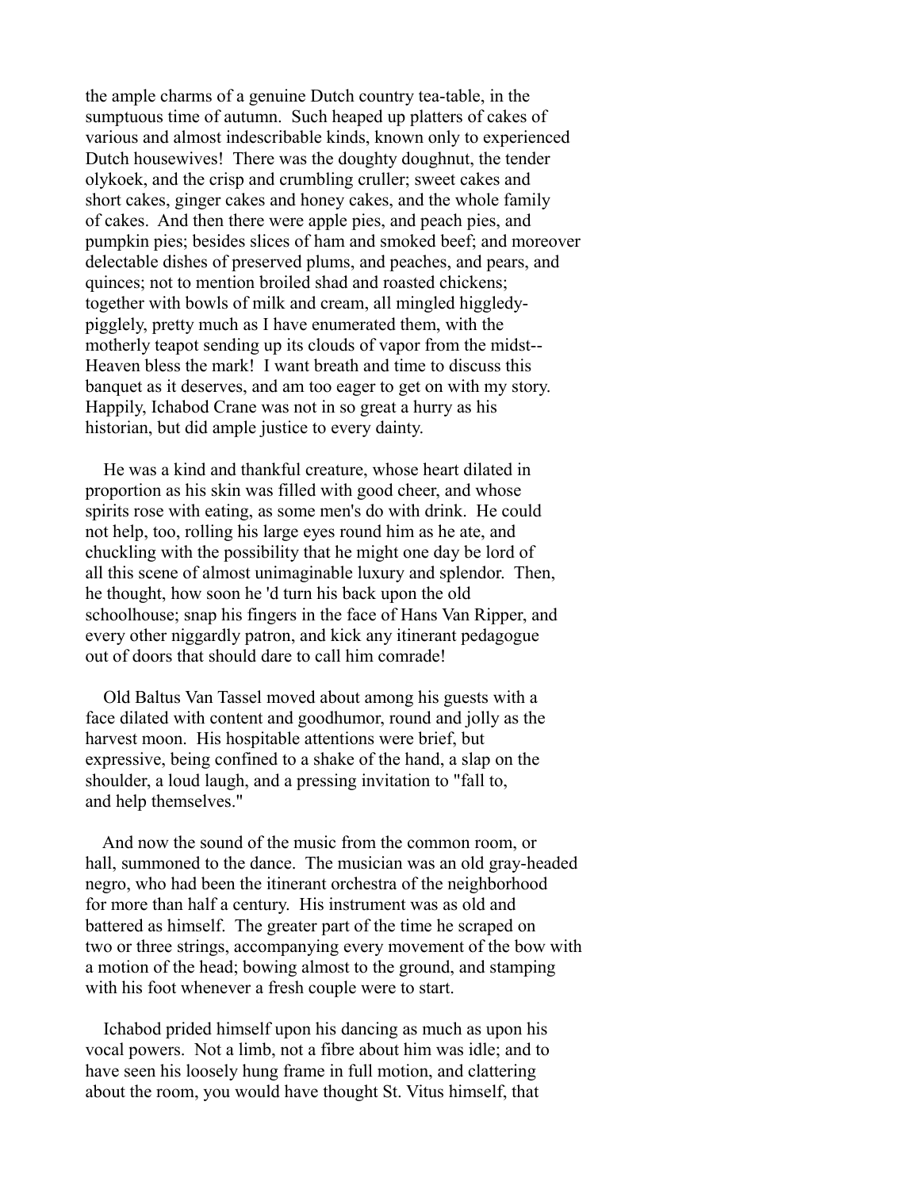the ample charms of a genuine Dutch country tea-table, in the sumptuous time of autumn. Such heaped up platters of cakes of various and almost indescribable kinds, known only to experienced Dutch housewives! There was the doughty doughnut, the tender olykoek, and the crisp and crumbling cruller; sweet cakes and short cakes, ginger cakes and honey cakes, and the whole family of cakes. And then there were apple pies, and peach pies, and pumpkin pies; besides slices of ham and smoked beef; and moreover delectable dishes of preserved plums, and peaches, and pears, and quinces; not to mention broiled shad and roasted chickens; together with bowls of milk and cream, all mingled higgledy-piggledy, pretty much as I have enumerated them, with the motherly teapot sending up its clouds of vapor from the midst--Heaven bless the mark! I want breath and time to discuss this banquet as it deserves, and am too eager to get on with my story. Happily, Ichabod Crane was not in so great a hurry as his historian, but did ample justice to every dainty.

He was a kind and thankful creature, whose heart dilated in proportion as his skin was filled with good cheer, and whose spirits rose with eating, as some men's do with drink. He could not help, too, rolling his large eyes round him as he ate, and chuckling with the possibility that he might one day be lord of all this scene of almost unimaginable luxury and splendor. Then, he thought, how soon he 'd turn his back upon the old schoolhouse; snap his fingers in the face of Hans Van Ripper, and every other niggardly patron, and kick any itinerant pedagogue out of doors that should dare to call him comrade!

Old Baltus Van Tassel moved about among his guests with a face dilated with content and goodhumor, round and jolly as the harvest moon. His hospitable attentions were brief, but expressive, being confined to a shake of the hand, a slap on the shoulder, a loud laugh, and a pressing invitation to "fall to, and help themselves."

And now the sound of the music from the common room, or hall, summoned to the dance. The musician was an old gray-headed negro, who had been the itinerant orchestra of the neighborhood for more than half a century. His instrument was as old and battered as himself. The greater part of the time he scraped on two or three strings, accompanying every movement of the bow with a motion of the head; bowing almost to the ground, and stamping with his foot whenever a fresh couple were to start.

Ichabod prided himself upon his dancing as much as upon his vocal powers. Not a limb, not a fibre about him was idle; and to have seen his loosely hung frame in full motion, and clattering about the room, you would have thought St. Vitus himself, that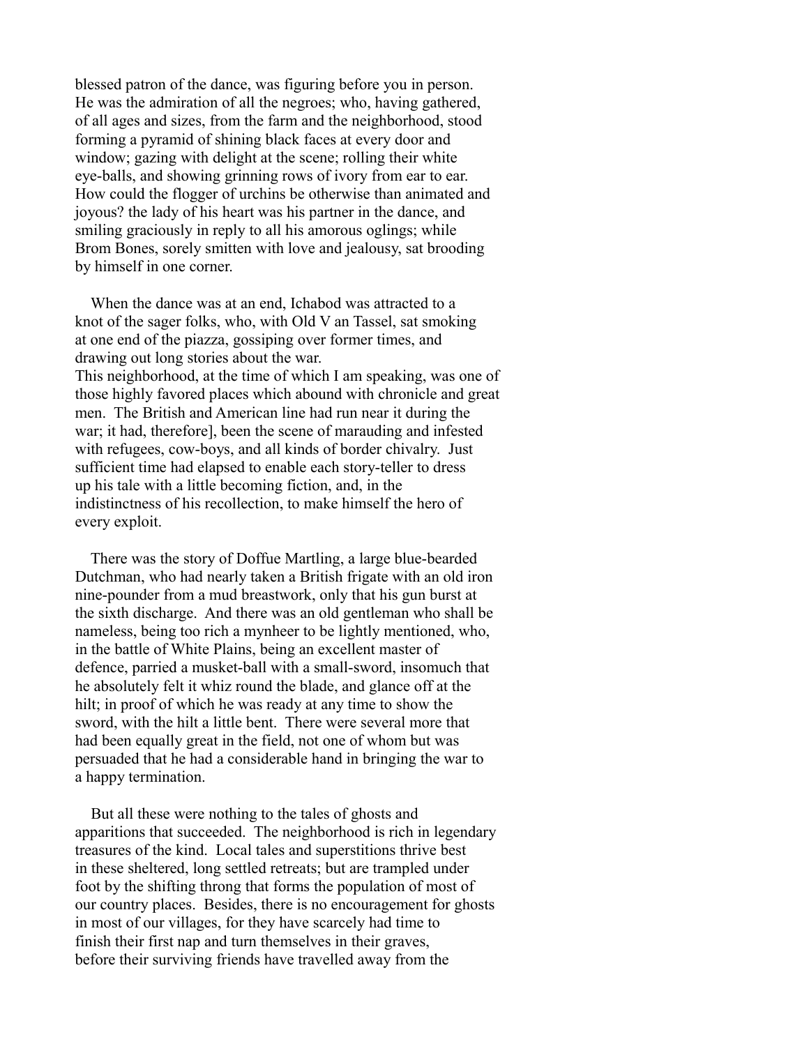blessed patron of the dance, was figuring before you in person. He was the admiration of all the negroes; who, having gathered, of all ages and sizes, from the farm and the neighborhood, stood forming a pyramid of shining black faces at every door and window; gazing with delight at the scene; rolling their white eye-balls, and showing grinning rows of ivory from ear to ear. How could the flogger of urchins be otherwise than animated and joyous? the lady of his heart was his partner in the dance, and smiling graciously in reply to all his amorous oglings; while Brom Bones, sorely smitten with love and jealousy, sat brooding by himself in one corner.

When the dance was at an end, Ichabod was attracted to a knot of the sager folks, who, with Old V an Tassel, sat smoking at one end of the piazza, gossiping over former times, and drawing out long stories about the war.
This neighborhood, at the time of which I am speaking, was one of those highly favored places which abound with chronicle and great men. The British and American line had run near it during the war; it had, therefore], been the scene of marauding and infested with refugees, cow-boys, and all kinds of border chivalry. Just sufficient time had elapsed to enable each story-teller to dress up his tale with a little becoming fiction, and, in the indistinctness of his recollection, to make himself the hero of every exploit.

There was the story of Doffue Martling, a large blue-bearded Dutchman, who had nearly taken a British frigate with an old iron nine-pounder from a mud breastwork, only that his gun burst at the sixth discharge. And there was an old gentleman who shall be nameless, being too rich a mynheer to be lightly mentioned, who, in the battle of White Plains, being an excellent master of defence, parried a musket-ball with a small-sword, insomuch that he absolutely felt it whiz round the blade, and glance off at the hilt; in proof of which he was ready at any time to show the sword, with the hilt a little bent. There were several more that had been equally great in the field, not one of whom but was persuaded that he had a considerable hand in bringing the war to a happy termination.

But all these were nothing to the tales of ghosts and apparitions that succeeded. The neighborhood is rich in legendary treasures of the kind. Local tales and superstitions thrive best in these sheltered, long settled retreats; but are trampled under foot by the shifting throng that forms the population of most of our country places. Besides, there is no encouragement for ghosts in most of our villages, for they have scarcely had time to finish their first nap and turn themselves in their graves, before their surviving friends have travelled away from the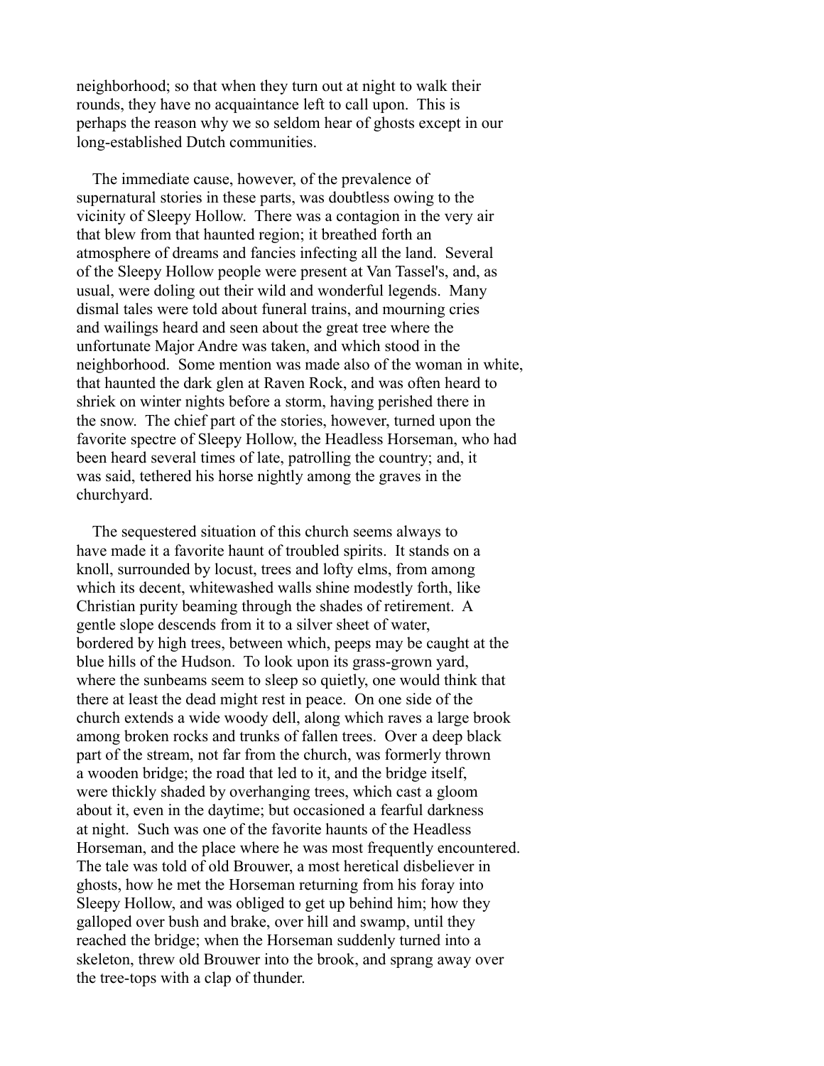neighborhood; so that when they turn out at night to walk their rounds, they have no acquaintance left to call upon. This is perhaps the reason why we so seldom hear of ghosts except in our long-established Dutch communities.

The immediate cause, however, of the prevalence of supernatural stories in these parts, was doubtless owing to the vicinity of Sleepy Hollow. There was a contagion in the very air that blew from that haunted region; it breathed forth an atmosphere of dreams and fancies infecting all the land. Several of the Sleepy Hollow people were present at Van Tassel's, and, as usual, were doling out their wild and wonderful legends. Many dismal tales were told about funeral trains, and mourning cries and wailings heard and seen about the great tree where the unfortunate Major Andre was taken, and which stood in the neighborhood. Some mention was made also of the woman in white, that haunted the dark glen at Raven Rock, and was often heard to shriek on winter nights before a storm, having perished there in the snow. The chief part of the stories, however, turned upon the favorite spectre of Sleepy Hollow, the Headless Horseman, who had been heard several times of late, patrolling the country; and, it was said, tethered his horse nightly among the graves in the churchyard.

The sequestered situation of this church seems always to have made it a favorite haunt of troubled spirits. It stands on a knoll, surrounded by locust, trees and lofty elms, from among which its decent, whitewashed walls shine modestly forth, like Christian purity beaming through the shades of retirement. A gentle slope descends from it to a silver sheet of water, bordered by high trees, between which, peeps may be caught at the blue hills of the Hudson. To look upon its grass-grown yard, where the sunbeams seem to sleep so quietly, one would think that there at least the dead might rest in peace. On one side of the church extends a wide woody dell, along which raves a large brook among broken rocks and trunks of fallen trees. Over a deep black part of the stream, not far from the church, was formerly thrown a wooden bridge; the road that led to it, and the bridge itself, were thickly shaded by overhanging trees, which cast a gloom about it, even in the daytime; but occasioned a fearful darkness at night. Such was one of the favorite haunts of the Headless Horseman, and the place where he was most frequently encountered. The tale was told of old Brouwer, a most heretical disbeliever in ghosts, how he met the Horseman returning from his foray into Sleepy Hollow, and was obliged to get up behind him; how they galloped over bush and brake, over hill and swamp, until they reached the bridge; when the Horseman suddenly turned into a skeleton, threw old Brouwer into the brook, and sprang away over the tree-tops with a clap of thunder.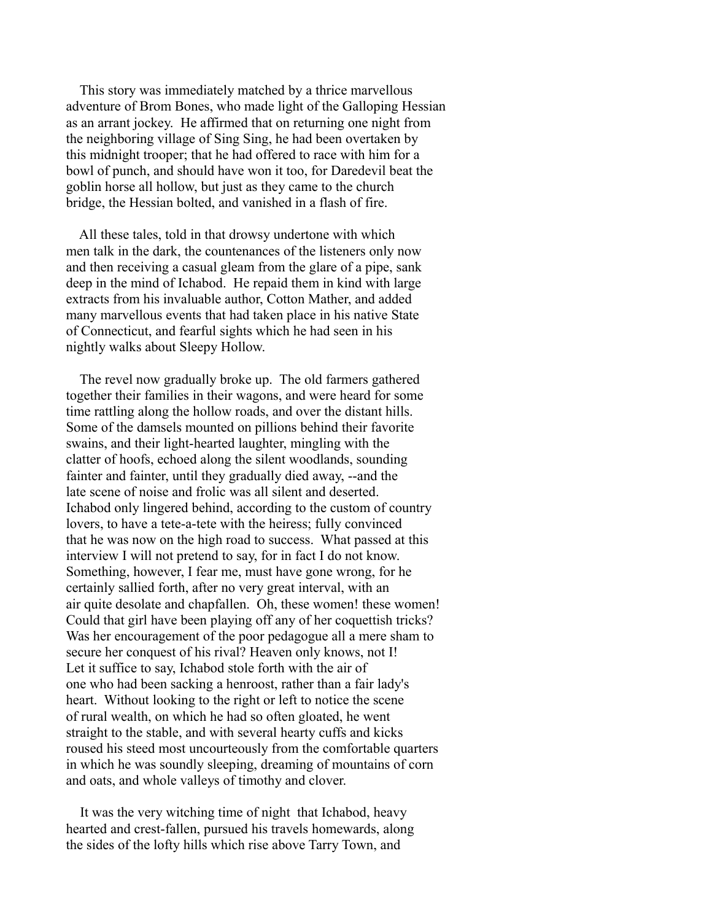This story was immediately matched by a thrice marvellous adventure of Brom Bones, who made light of the Galloping Hessian as an arrant jockey. He affirmed that on returning one night from the neighboring village of Sing Sing, he had been overtaken by this midnight trooper; that he had offered to race with him for a bowl of punch, and should have won it too, for Daredevil beat the goblin horse all hollow, but just as they came to the church bridge, the Hessian bolted, and vanished in a flash of fire.

All these tales, told in that drowsy undertone with which men talk in the dark, the countenances of the listeners only now and then receiving a casual gleam from the glare of a pipe, sank deep in the mind of Ichabod. He repaid them in kind with large extracts from his invaluable author, Cotton Mather, and added many marvellous events that had taken place in his native State of Connecticut, and fearful sights which he had seen in his nightly walks about Sleepy Hollow.

The revel now gradually broke up. The old farmers gathered together their families in their wagons, and were heard for some time rattling along the hollow roads, and over the distant hills. Some of the damsels mounted on pillions behind their favorite swains, and their light-hearted laughter, mingling with the clatter of hoofs, echoed along the silent woodlands, sounding fainter and fainter, until they gradually died away, --and the late scene of noise and frolic was all silent and deserted. Ichabod only lingered behind, according to the custom of country lovers, to have a tete-a-tete with the heiress; fully convinced that he was now on the high road to success. What passed at this interview I will not pretend to say, for in fact I do not know. Something, however, I fear me, must have gone wrong, for he certainly sallied forth, after no very great interval, with an air quite desolate and chapfallen. Oh, these women! these women! Could that girl have been playing off any of her coquettish tricks? Was her encouragement of the poor pedagogue all a mere sham to secure her conquest of his rival? Heaven only knows, not I! Let it suffice to say, Ichabod stole forth with the air of one who had been sacking a henroost, rather than a fair lady's heart. Without looking to the right or left to notice the scene of rural wealth, on which he had so often gloated, he went straight to the stable, and with several hearty cuffs and kicks roused his steed most uncourteously from the comfortable quarters in which he was soundly sleeping, dreaming of mountains of corn and oats, and whole valleys of timothy and clover.

It was the very witching time of night that Ichabod, heavy hearted and crest-fallen, pursued his travels homewards, along the sides of the lofty hills which rise above Tarry Town, and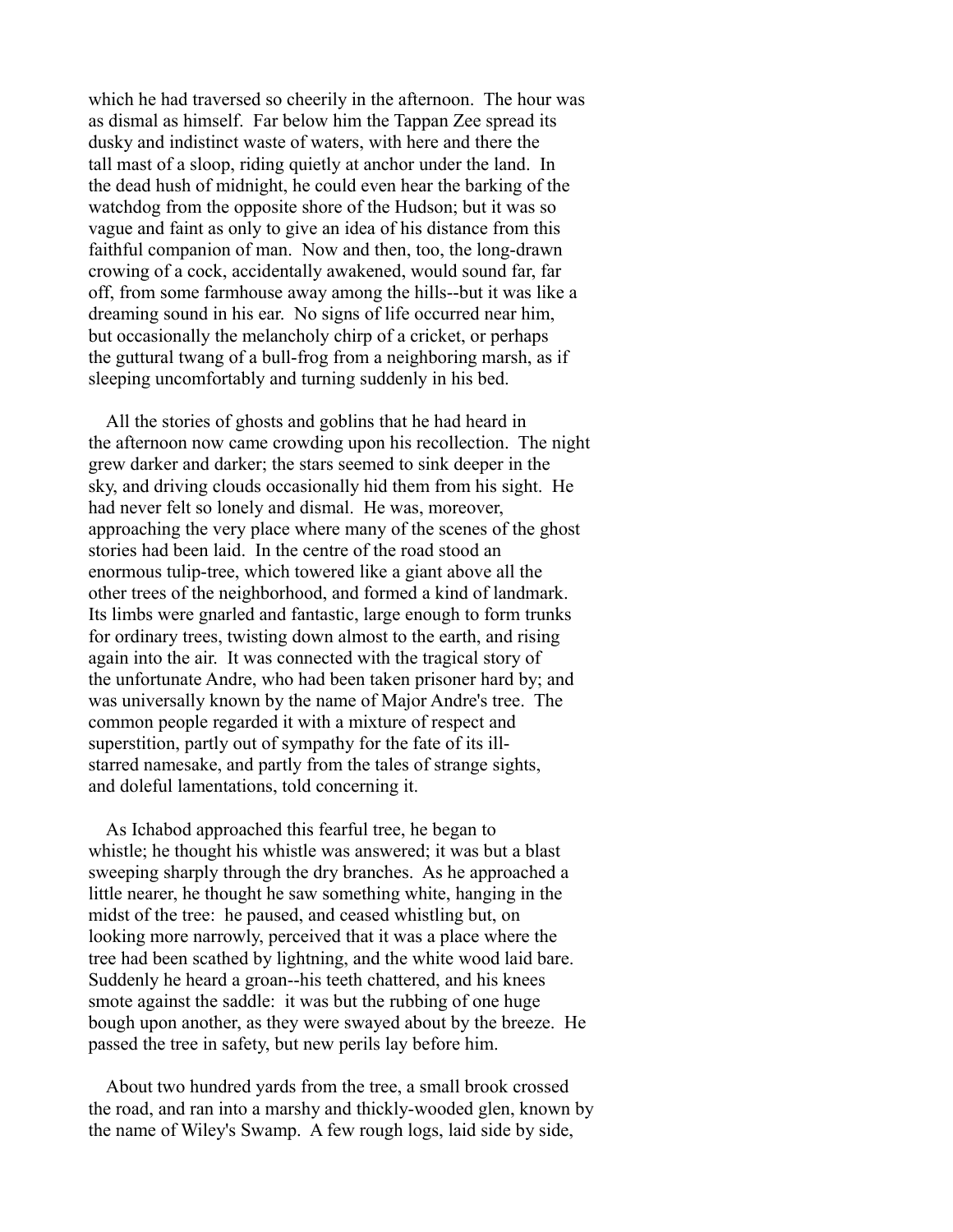which he had traversed so cheerily in the afternoon. The hour was as dismal as himself. Far below him the Tappan Zee spread its dusky and indistinct waste of waters, with here and there the tall mast of a sloop, riding quietly at anchor under the land. In the dead hush of midnight, he could even hear the barking of the watchdog from the opposite shore of the Hudson; but it was so vague and faint as only to give an idea of his distance from this faithful companion of man. Now and then, too, the long-drawn crowing of a cock, accidentally awakened, would sound far, far off, from some farmhouse away among the hills--but it was like a dreaming sound in his ear. No signs of life occurred near him, but occasionally the melancholy chirp of a cricket, or perhaps the guttural twang of a bull-frog from a neighboring marsh, as if sleeping uncomfortably and turning suddenly in his bed.

All the stories of ghosts and goblins that he had heard in the afternoon now came crowding upon his recollection. The night grew darker and darker; the stars seemed to sink deeper in the sky, and driving clouds occasionally hid them from his sight. He had never felt so lonely and dismal. He was, moreover, approaching the very place where many of the scenes of the ghost stories had been laid. In the centre of the road stood an enormous tulip-tree, which towered like a giant above all the other trees of the neighborhood, and formed a kind of landmark. Its limbs were gnarled and fantastic, large enough to form trunks for ordinary trees, twisting down almost to the earth, and rising again into the air. It was connected with the tragical story of the unfortunate Andre, who had been taken prisoner hard by; and was universally known by the name of Major Andre's tree. The common people regarded it with a mixture of respect and superstition, partly out of sympathy for the fate of its ill-starred namesake, and partly from the tales of strange sights, and doleful lamentations, told concerning it.

As Ichabod approached this fearful tree, he began to whistle; he thought his whistle was answered; it was but a blast sweeping sharply through the dry branches. As he approached a little nearer, he thought he saw something white, hanging in the midst of the tree: he paused, and ceased whistling but, on looking more narrowly, perceived that it was a place where the tree had been scathed by lightning, and the white wood laid bare. Suddenly he heard a groan--his teeth chattered, and his knees smote against the saddle: it was but the rubbing of one huge bough upon another, as they were swayed about by the breeze. He passed the tree in safety, but new perils lay before him.

About two hundred yards from the tree, a small brook crossed the road, and ran into a marshy and thickly-wooded glen, known by the name of Wiley's Swamp. A few rough logs, laid side by side,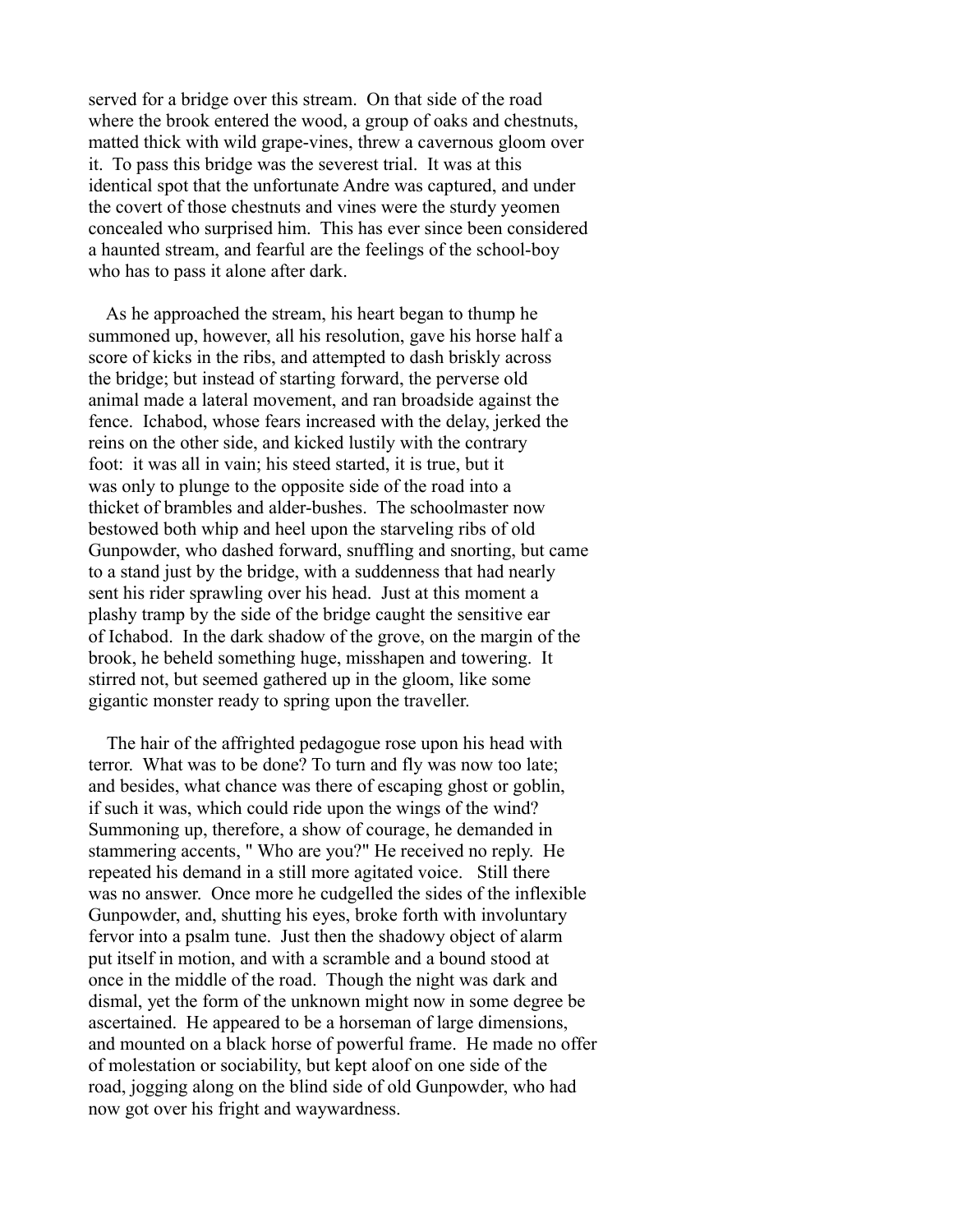served for a bridge over this stream. On that side of the road where the brook entered the wood, a group of oaks and chestnuts, matted thick with wild grape-vines, threw a cavernous gloom over it. To pass this bridge was the severest trial. It was at this identical spot that the unfortunate Andre was captured, and under the covert of those chestnuts and vines were the sturdy yeomen concealed who surprised him. This has ever since been considered a haunted stream, and fearful are the feelings of the school-boy who has to pass it alone after dark.

As he approached the stream, his heart began to thump he summoned up, however, all his resolution, gave his horse half a score of kicks in the ribs, and attempted to dash briskly across the bridge; but instead of starting forward, the perverse old animal made a lateral movement, and ran broadside against the fence. Ichabod, whose fears increased with the delay, jerked the reins on the other side, and kicked lustily with the contrary foot: it was all in vain; his steed started, it is true, but it was only to plunge to the opposite side of the road into a thicket of brambles and alder-bushes. The schoolmaster now bestowed both whip and heel upon the starveling ribs of old Gunpowder, who dashed forward, snuffling and snorting, but came to a stand just by the bridge, with a suddenness that had nearly sent his rider sprawling over his head. Just at this moment a plashy tramp by the side of the bridge caught the sensitive ear of Ichabod. In the dark shadow of the grove, on the margin of the brook, he beheld something huge, misshapen and towering. It stirred not, but seemed gathered up in the gloom, like some gigantic monster ready to spring upon the traveller.

The hair of the affrighted pedagogue rose upon his head with terror. What was to be done? To turn and fly was now too late; and besides, what chance was there of escaping ghost or goblin, if such it was, which could ride upon the wings of the wind? Summoning up, therefore, a show of courage, he demanded in stammering accents, " Who are you?" He received no reply. He repeated his demand in a still more agitated voice. Still there was no answer. Once more he cudgelled the sides of the inflexible Gunpowder, and, shutting his eyes, broke forth with involuntary fervor into a psalm tune. Just then the shadowy object of alarm put itself in motion, and with a scramble and a bound stood at once in the middle of the road. Though the night was dark and dismal, yet the form of the unknown might now in some degree be ascertained. He appeared to be a horseman of large dimensions, and mounted on a black horse of powerful frame. He made no offer of molestation or sociability, but kept aloof on one side of the road, jogging along on the blind side of old Gunpowder, who had now got over his fright and waywardness.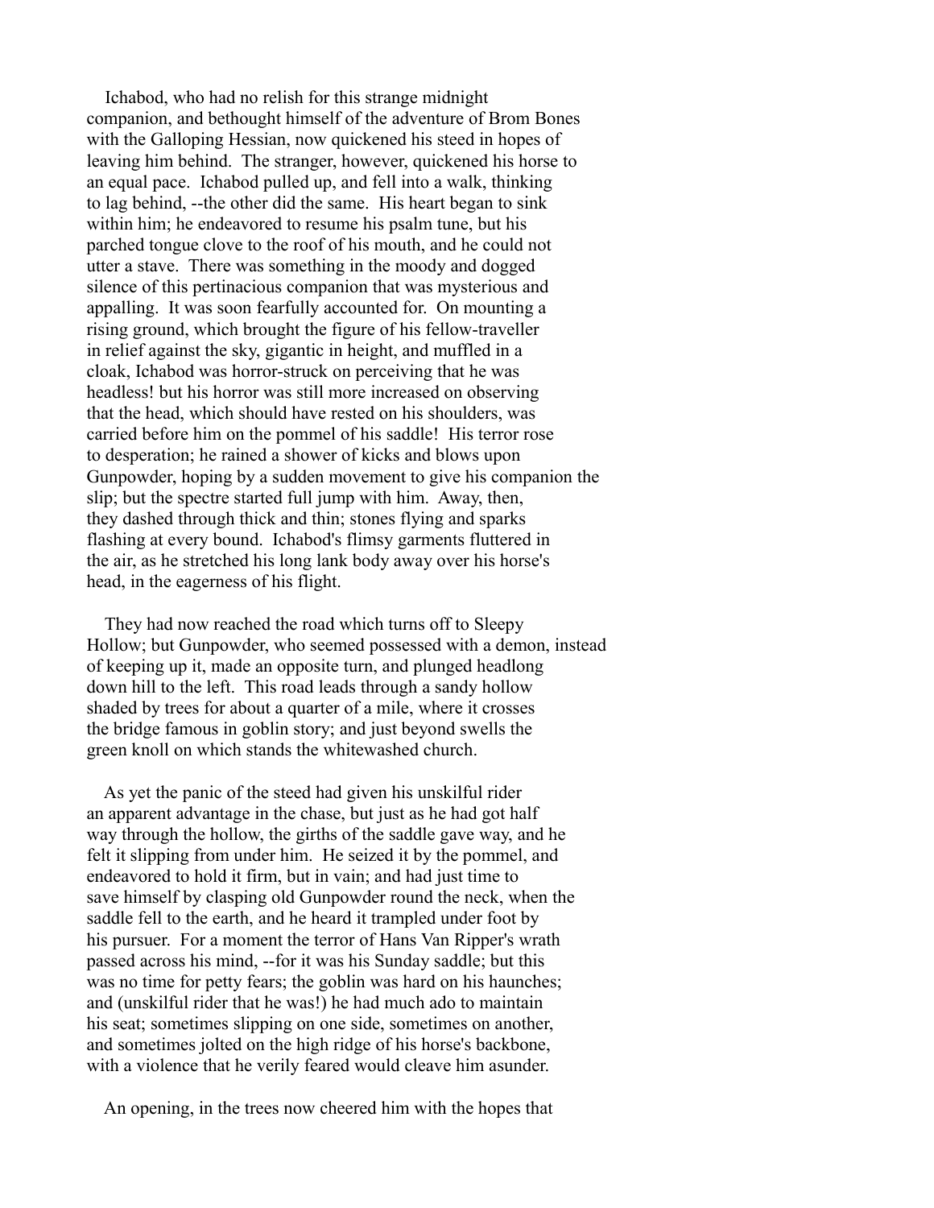Ichabod, who had no relish for this strange midnight companion, and bethought himself of the adventure of Brom Bones with the Galloping Hessian, now quickened his steed in hopes of leaving him behind. The stranger, however, quickened his horse to an equal pace. Ichabod pulled up, and fell into a walk, thinking to lag behind, --the other did the same. His heart began to sink within him; he endeavored to resume his psalm tune, but his parched tongue clove to the roof of his mouth, and he could not utter a stave. There was something in the moody and dogged silence of this pertinacious companion that was mysterious and appalling. It was soon fearfully accounted for. On mounting a rising ground, which brought the figure of his fellow-traveller in relief against the sky, gigantic in height, and muffled in a cloak, Ichabod was horror-struck on perceiving that he was headless! but his horror was still more increased on observing that the head, which should have rested on his shoulders, was carried before him on the pommel of his saddle! His terror rose to desperation; he rained a shower of kicks and blows upon Gunpowder, hoping by a sudden movement to give his companion the slip; but the spectre started full jump with him. Away, then, they dashed through thick and thin; stones flying and sparks flashing at every bound. Ichabod's flimsy garments fluttered in the air, as he stretched his long lank body away over his horse's head, in the eagerness of his flight.

They had now reached the road which turns off to Sleepy Hollow; but Gunpowder, who seemed possessed with a demon, instead of keeping up it, made an opposite turn, and plunged headlong down hill to the left. This road leads through a sandy hollow shaded by trees for about a quarter of a mile, where it crosses the bridge famous in goblin story; and just beyond swells the green knoll on which stands the whitewashed church.

As yet the panic of the steed had given his unskilful rider an apparent advantage in the chase, but just as he had got half way through the hollow, the girths of the saddle gave way, and he felt it slipping from under him. He seized it by the pommel, and endeavored to hold it firm, but in vain; and had just time to save himself by clasping old Gunpowder round the neck, when the saddle fell to the earth, and he heard it trampled under foot by his pursuer. For a moment the terror of Hans Van Ripper's wrath passed across his mind, --for it was his Sunday saddle; but this was no time for petty fears; the goblin was hard on his haunches; and (unskilful rider that he was!) he had much ado to maintain his seat; sometimes slipping on one side, sometimes on another, and sometimes jolted on the high ridge of his horse's backbone, with a violence that he verily feared would cleave him asunder.

An opening, in the trees now cheered him with the hopes that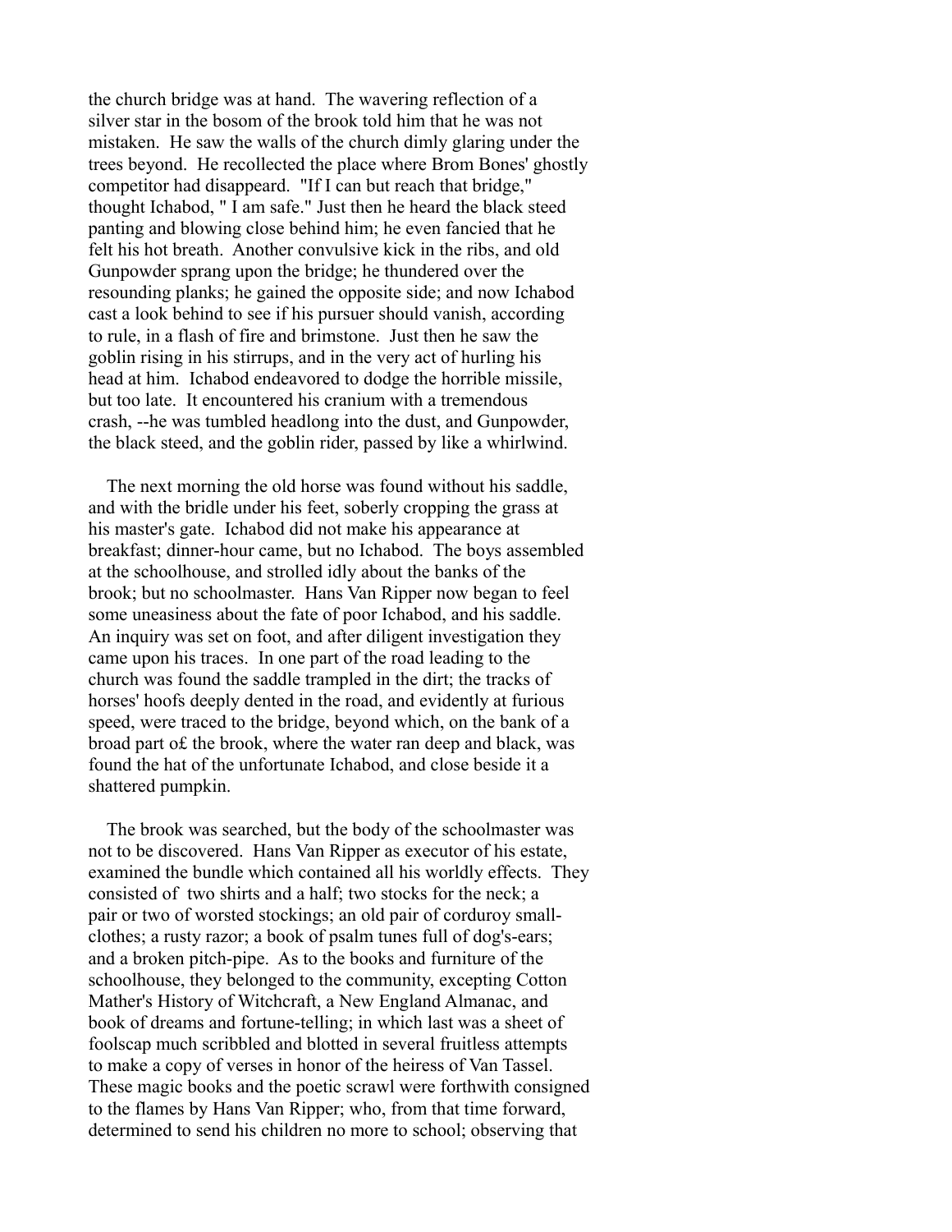the church bridge was at hand. The wavering reflection of a silver star in the bosom of the brook told him that he was not mistaken. He saw the walls of the church dimly glaring under the trees beyond. He recollected the place where Brom Bones' ghostly competitor had disappeard. "If I can but reach that bridge," thought Ichabod, " I am safe." Just then he heard the black steed panting and blowing close behind him; he even fancied that he felt his hot breath. Another convulsive kick in the ribs, and old Gunpowder sprang upon the bridge; he thundered over the resounding planks; he gained the opposite side; and now Ichabod cast a look behind to see if his pursuer should vanish, according to rule, in a flash of fire and brimstone. Just then he saw the goblin rising in his stirrups, and in the very act of hurling his head at him. Ichabod endeavored to dodge the horrible missile, but too late. It encountered his cranium with a tremendous crash, --he was tumbled headlong into the dust, and Gunpowder, the black steed, and the goblin rider, passed by like a whirlwind.

The next morning the old horse was found without his saddle, and with the bridle under his feet, soberly cropping the grass at his master's gate. Ichabod did not make his appearance at breakfast; dinner-hour came, but no Ichabod. The boys assembled at the schoolhouse, and strolled idly about the banks of the brook; but no schoolmaster. Hans Van Ripper now began to feel some uneasiness about the fate of poor Ichabod, and his saddle. An inquiry was set on foot, and after diligent investigation they came upon his traces. In one part of the road leading to the church was found the saddle trampled in the dirt; the tracks of horses' hoofs deeply dented in the road, and evidently at furious speed, were traced to the bridge, beyond which, on the bank of a broad part o£ the brook, where the water ran deep and black, was found the hat of the unfortunate Ichabod, and close beside it a shattered pumpkin.

The brook was searched, but the body of the schoolmaster was not to be discovered. Hans Van Ripper as executor of his estate, examined the bundle which contained all his worldly effects. They consisted of two shirts and a half; two stocks for the neck; a pair or two of worsted stockings; an old pair of corduroy small-clothes; a rusty razor; a book of psalm tunes full of dog's-ears; and a broken pitch-pipe. As to the books and furniture of the schoolhouse, they belonged to the community, excepting Cotton Mather's History of Witchcraft, a New England Almanac, and book of dreams and fortune-telling; in which last was a sheet of foolscap much scribbled and blotted in several fruitless attempts to make a copy of verses in honor of the heiress of Van Tassel. These magic books and the poetic scrawl were forthwith consigned to the flames by Hans Van Ripper; who, from that time forward, determined to send his children no more to school; observing that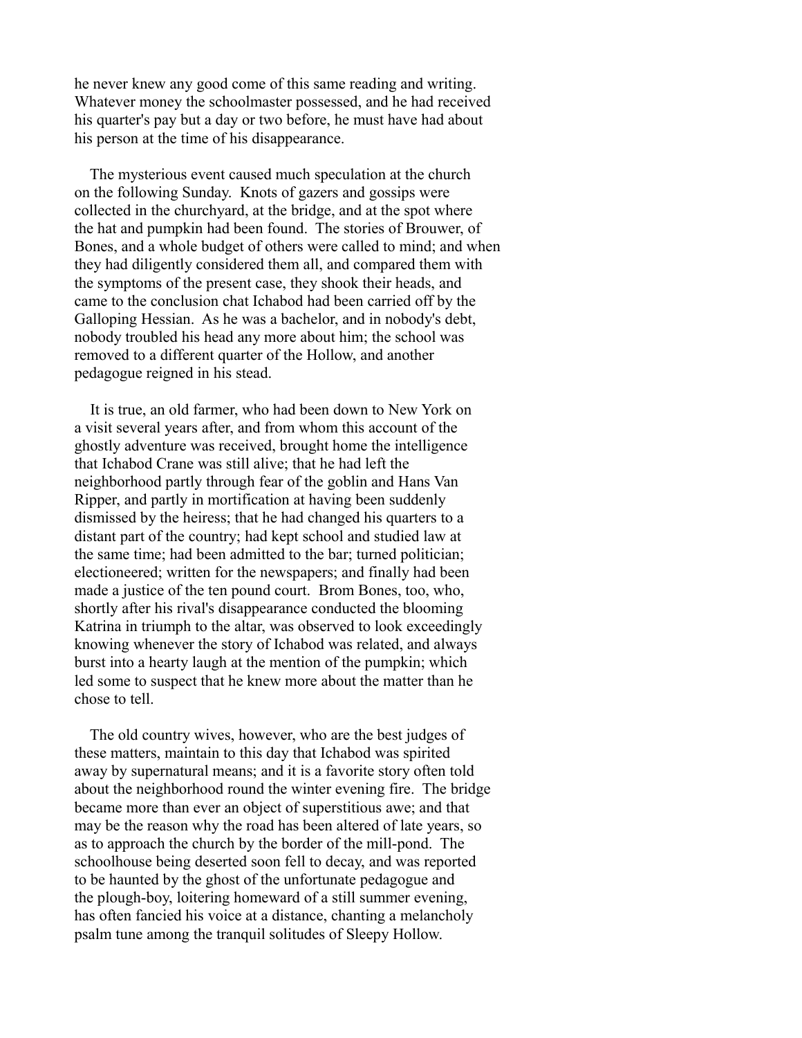he never knew any good come of this same reading and writing. Whatever money the schoolmaster possessed, and he had received his quarter's pay but a day or two before, he must have had about his person at the time of his disappearance.

The mysterious event caused much speculation at the church on the following Sunday. Knots of gazers and gossips were collected in the churchyard, at the bridge, and at the spot where the hat and pumpkin had been found. The stories of Brouwer, of Bones, and a whole budget of others were called to mind; and when they had diligently considered them all, and compared them with the symptoms of the present case, they shook their heads, and came to the conclusion chat Ichabod had been carried off by the Galloping Hessian. As he was a bachelor, and in nobody's debt, nobody troubled his head any more about him; the school was removed to a different quarter of the Hollow, and another pedagogue reigned in his stead.

It is true, an old farmer, who had been down to New York on a visit several years after, and from whom this account of the ghostly adventure was received, brought home the intelligence that Ichabod Crane was still alive; that he had left the neighborhood partly through fear of the goblin and Hans Van Ripper, and partly in mortification at having been suddenly dismissed by the heiress; that he had changed his quarters to a distant part of the country; had kept school and studied law at the same time; had been admitted to the bar; turned politician; electioneered; written for the newspapers; and finally had been made a justice of the ten pound court. Brom Bones, too, who, shortly after his rival's disappearance conducted the blooming Katrina in triumph to the altar, was observed to look exceedingly knowing whenever the story of Ichabod was related, and always burst into a hearty laugh at the mention of the pumpkin; which led some to suspect that he knew more about the matter than he chose to tell.

The old country wives, however, who are the best judges of these matters, maintain to this day that Ichabod was spirited away by supernatural means; and it is a favorite story often told about the neighborhood round the winter evening fire. The bridge became more than ever an object of superstitious awe; and that may be the reason why the road has been altered of late years, so as to approach the church by the border of the mill-pond. The schoolhouse being deserted soon fell to decay, and was reported to be haunted by the ghost of the unfortunate pedagogue and the plough-boy, loitering homeward of a still summer evening, has often fancied his voice at a distance, chanting a melancholy psalm tune among the tranquil solitudes of Sleepy Hollow.